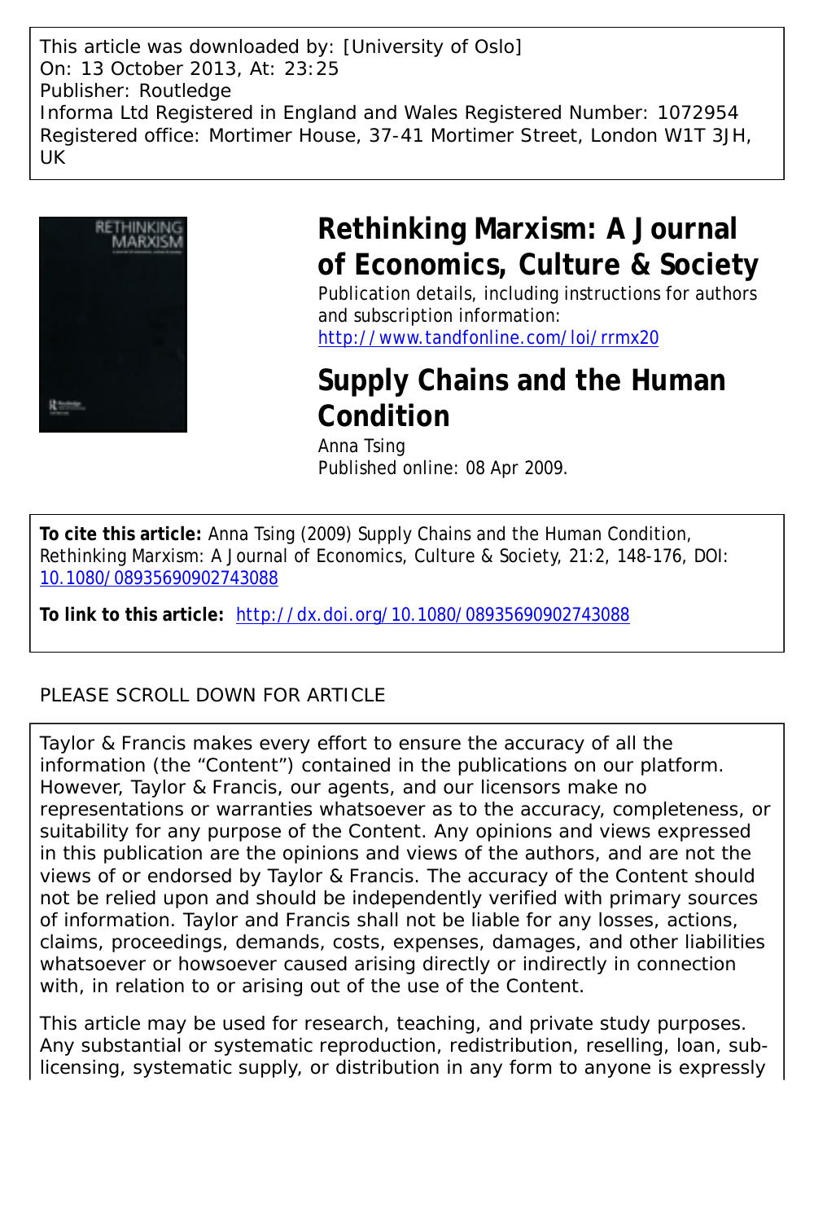This article was downloaded by: [University of Oslo]
On: 13 October 2013, At: 23:25
Publisher: Routledge
Informa Ltd Registered in England and Wales Registered Number: 1072954
Registered office: Mortimer House, 37-41 Mortimer Street, London W1T 3JH, UK

# Rethinking Marxism: A Journal of Economics, Culture & Society

Publication details, including instructions for authors and subscription information:
http://www.tandfonline.com/loi/rrmx20

# Supply Chains and the Human Condition

Anna Tsing
Published online: 08 Apr 2009.

**To cite this article:** Anna Tsing (2009) Supply Chains and the Human Condition, Rethinking Marxism: A Journal of Economics, Culture & Society, 21:2, 148-176, DOI: 10.1080/08935690902743088

**To link to this article:** http://dx.doi.org/10.1080/08935690902743088

PLEASE SCROLL DOWN FOR ARTICLE

Taylor & Francis makes every effort to ensure the accuracy of all the information (the "Content") contained in the publications on our platform. However, Taylor & Francis, our agents, and our licensors make no representations or warranties whatsoever as to the accuracy, completeness, or suitability for any purpose of the Content. Any opinions and views expressed in this publication are the opinions and views of the authors, and are not the views of or endorsed by Taylor & Francis. The accuracy of the Content should not be relied upon and should be independently verified with primary sources of information. Taylor and Francis shall not be liable for any losses, actions, claims, proceedings, demands, costs, expenses, damages, and other liabilities whatsoever or howsoever caused arising directly or indirectly in connection with, in relation to or arising out of the use of the Content.

This article may be used for research, teaching, and private study purposes. Any substantial or systematic reproduction, redistribution, reselling, loan, sub-licensing, systematic supply, or distribution in any form to anyone is expressly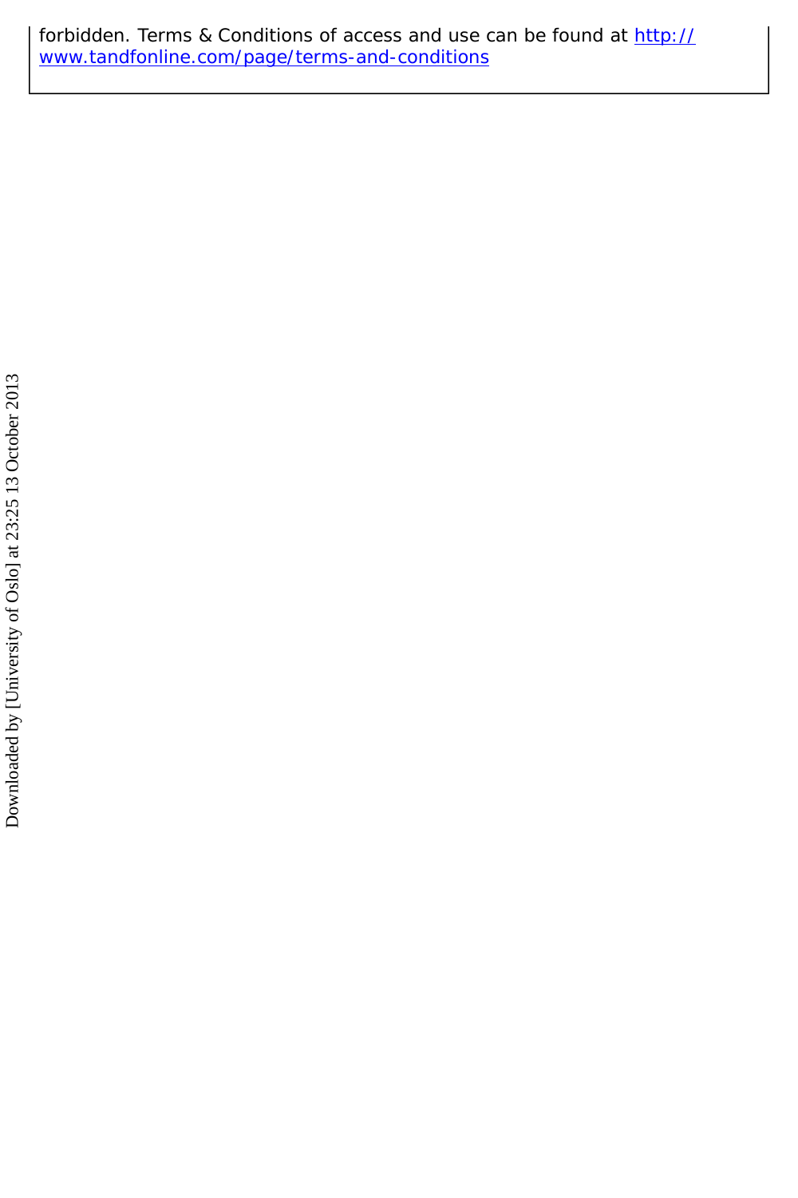forbidden. Terms & Conditions of access and use can be found at http://www.tandfonline.com/page/terms-and-conditions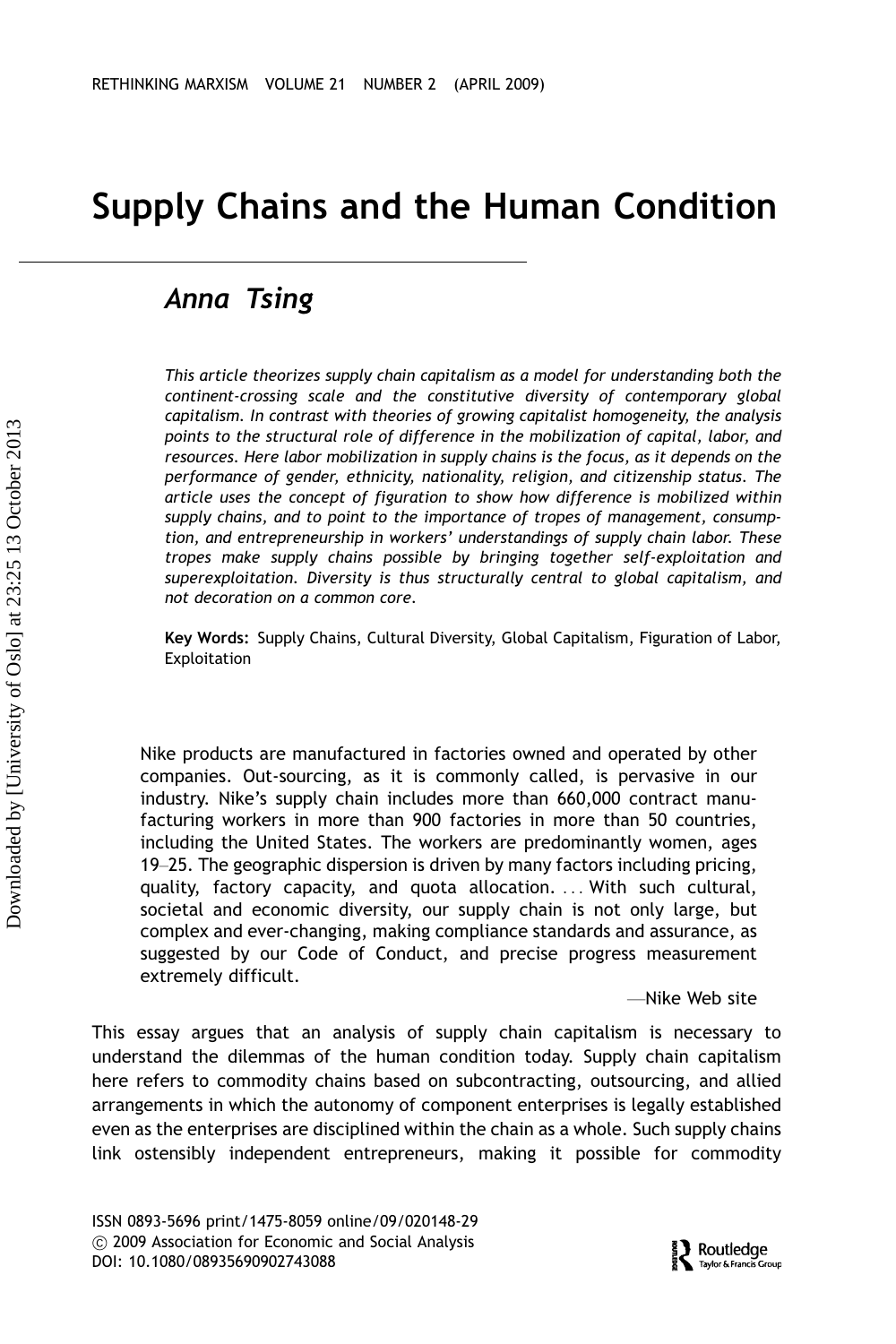# Supply Chains and the Human Condition

## *Anna Tsing*

*This article theorizes supply chain capitalism as a model for understanding both the continent-crossing scale and the constitutive diversity of contemporary global capitalism. In contrast with theories of growing capitalist homogeneity, the analysis points to the structural role of difference in the mobilization of capital, labor, and resources. Here labor mobilization in supply chains is the focus, as it depends on the performance of gender, ethnicity, nationality, religion, and citizenship status. The article uses the concept of figuration to show how difference is mobilized within supply chains, and to point to the importance of tropes of management, consumption, and entrepreneurship in workers' understandings of supply chain labor. These tropes make supply chains possible by bringing together self-exploitation and superexploitation. Diversity is thus structurally central to global capitalism, and not decoration on a common core.*

**Key Words:** Supply Chains, Cultural Diversity, Global Capitalism, Figuration of Labor, Exploitation

> Nike products are manufactured in factories owned and operated by other companies. Out-sourcing, as it is commonly called, is pervasive in our industry. Nike's supply chain includes more than 660,000 contract manufacturing workers in more than 900 factories in more than 50 countries, including the United States. The workers are predominantly women, ages 19–25. The geographic dispersion is driven by many factors including pricing, quality, factory capacity, and quota allocation. ... With such cultural, societal and economic diversity, our supply chain is not only large, but complex and ever-changing, making compliance standards and assurance, as suggested by our Code of Conduct, and precise progress measurement extremely difficult.
>
> —Nike Web site

This essay argues that an analysis of supply chain capitalism is necessary to understand the dilemmas of the human condition today. Supply chain capitalism here refers to commodity chains based on subcontracting, outsourcing, and allied arrangements in which the autonomy of component enterprises is legally established even as the enterprises are disciplined within the chain as a whole. Such supply chains link ostensibly independent entrepreneurs, making it possible for commodity

ISSN 0893-5696 print/1475-8059 online/09/020148-29
© 2009 Association for Economic and Social Analysis
DOI: 10.1080/08935690902743088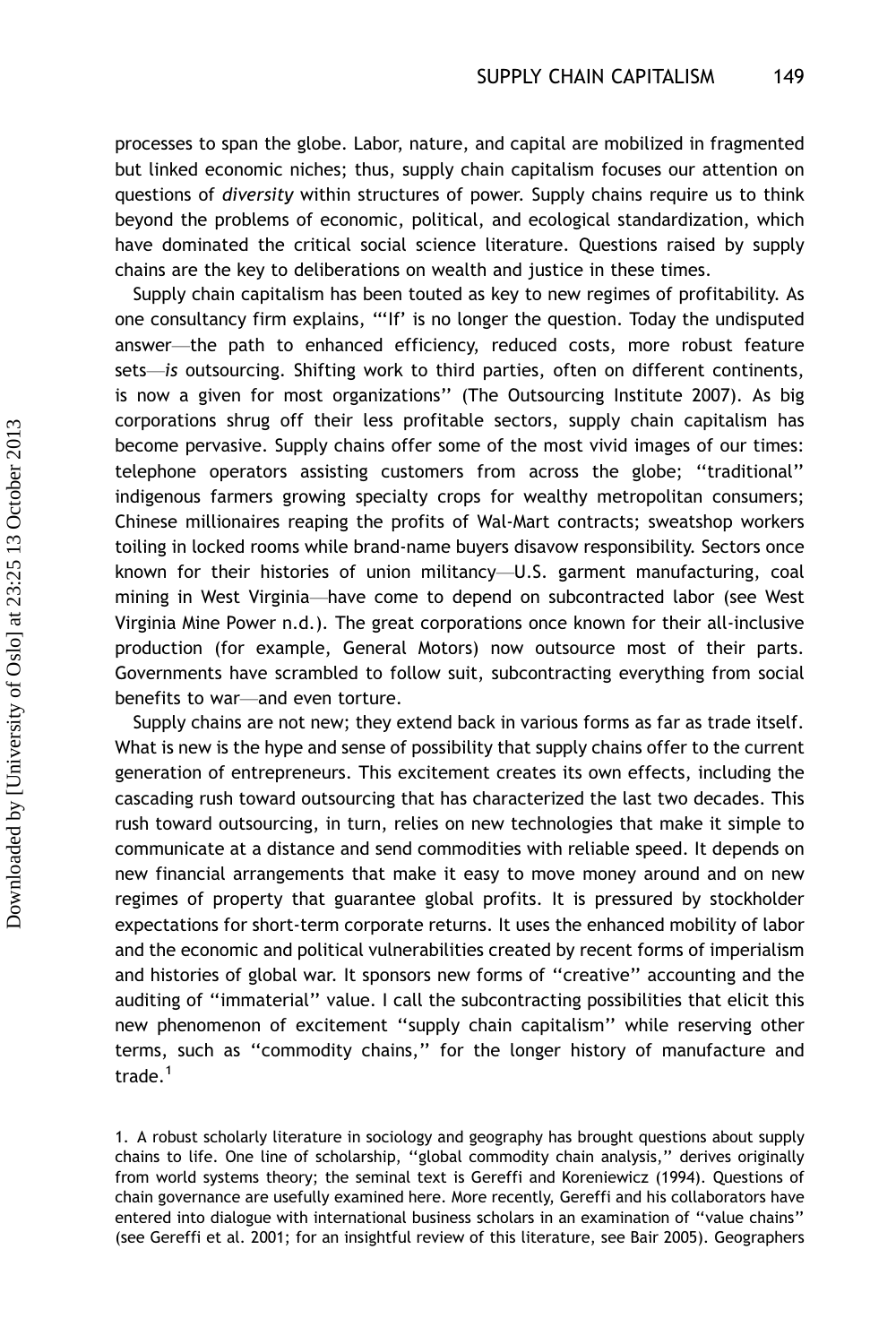processes to span the globe. Labor, nature, and capital are mobilized in fragmented but linked economic niches; thus, supply chain capitalism focuses our attention on questions of *diversity* within structures of power. Supply chains require us to think beyond the problems of economic, political, and ecological standardization, which have dominated the critical social science literature. Questions raised by supply chains are the key to deliberations on wealth and justice in these times.

Supply chain capitalism has been touted as key to new regimes of profitability. As one consultancy firm explains, "'If' is no longer the question. Today the undisputed answer—the path to enhanced efficiency, reduced costs, more robust feature sets—*is* outsourcing. Shifting work to third parties, often on different continents, is now a given for most organizations" (The Outsourcing Institute 2007). As big corporations shrug off their less profitable sectors, supply chain capitalism has become pervasive. Supply chains offer some of the most vivid images of our times: telephone operators assisting customers from across the globe; "traditional" indigenous farmers growing specialty crops for wealthy metropolitan consumers; Chinese millionaires reaping the profits of Wal-Mart contracts; sweatshop workers toiling in locked rooms while brand-name buyers disavow responsibility. Sectors once known for their histories of union militancy—U.S. garment manufacturing, coal mining in West Virginia—have come to depend on subcontracted labor (see West Virginia Mine Power n.d.). The great corporations once known for their all-inclusive production (for example, General Motors) now outsource most of their parts. Governments have scrambled to follow suit, subcontracting everything from social benefits to war—and even torture.

Supply chains are not new; they extend back in various forms as far as trade itself. What is new is the hype and sense of possibility that supply chains offer to the current generation of entrepreneurs. This excitement creates its own effects, including the cascading rush toward outsourcing that has characterized the last two decades. This rush toward outsourcing, in turn, relies on new technologies that make it simple to communicate at a distance and send commodities with reliable speed. It depends on new financial arrangements that make it easy to move money around and on new regimes of property that guarantee global profits. It is pressured by stockholder expectations for short-term corporate returns. It uses the enhanced mobility of labor and the economic and political vulnerabilities created by recent forms of imperialism and histories of global war. It sponsors new forms of "creative" accounting and the auditing of "immaterial" value. I call the subcontracting possibilities that elicit this new phenomenon of excitement "supply chain capitalism" while reserving other terms, such as "commodity chains," for the longer history of manufacture and trade.[1]

1. A robust scholarly literature in sociology and geography has brought questions about supply chains to life. One line of scholarship, "global commodity chain analysis," derives originally from world systems theory; the seminal text is Gereffi and Koreniewicz (1994). Questions of chain governance are usefully examined here. More recently, Gereffi and his collaborators have entered into dialogue with international business scholars in an examination of "value chains" (see Gereffi et al. 2001; for an insightful review of this literature, see Bair 2005). Geographers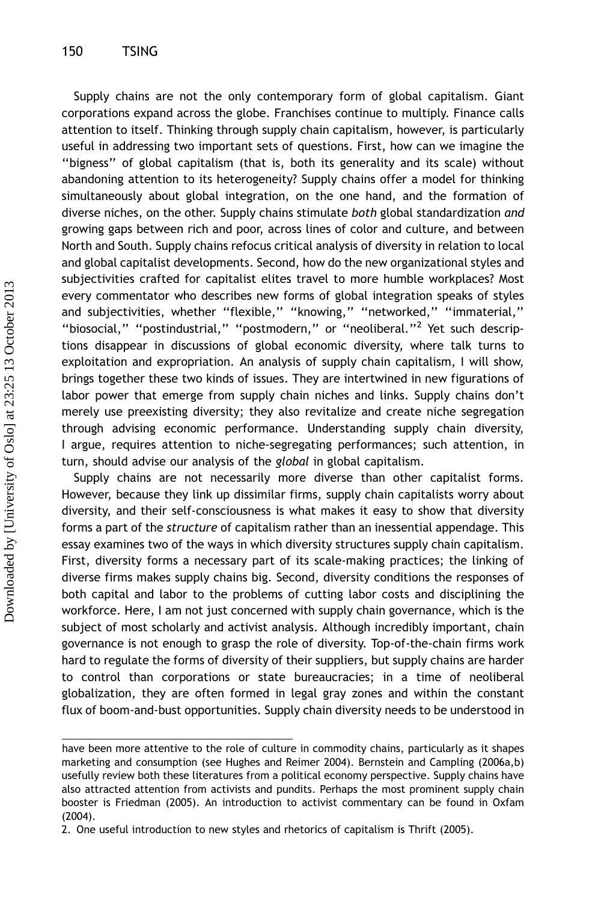Supply chains are not the only contemporary form of global capitalism. Giant corporations expand across the globe. Franchises continue to multiply. Finance calls attention to itself. Thinking through supply chain capitalism, however, is particularly useful in addressing two important sets of questions. First, how can we imagine the "bigness" of global capitalism (that is, both its generality and its scale) without abandoning attention to its heterogeneity? Supply chains offer a model for thinking simultaneously about global integration, on the one hand, and the formation of diverse niches, on the other. Supply chains stimulate *both* global standardization *and* growing gaps between rich and poor, across lines of color and culture, and between North and South. Supply chains refocus critical analysis of diversity in relation to local and global capitalist developments. Second, how do the new organizational styles and subjectivities crafted for capitalist elites travel to more humble workplaces? Most every commentator who describes new forms of global integration speaks of styles and subjectivities, whether "flexible," "knowing," "networked," "immaterial," "biosocial," "postindustrial," "postmodern," or "neoliberal."[2] Yet such descriptions disappear in discussions of global economic diversity, where talk turns to exploitation and expropriation. An analysis of supply chain capitalism, I will show, brings together these two kinds of issues. They are intertwined in new figurations of labor power that emerge from supply chain niches and links. Supply chains don't merely use preexisting diversity; they also revitalize and create niche segregation through advising economic performance. Understanding supply chain diversity, I argue, requires attention to niche-segregating performances; such attention, in turn, should advise our analysis of the *global* in global capitalism.

Supply chains are not necessarily more diverse than other capitalist forms. However, because they link up dissimilar firms, supply chain capitalists worry about diversity, and their self-consciousness is what makes it easy to show that diversity forms a part of the *structure* of capitalism rather than an inessential appendage. This essay examines two of the ways in which diversity structures supply chain capitalism. First, diversity forms a necessary part of its scale-making practices; the linking of diverse firms makes supply chains big. Second, diversity conditions the responses of both capital and labor to the problems of cutting labor costs and disciplining the workforce. Here, I am not just concerned with supply chain governance, which is the subject of most scholarly and activist analysis. Although incredibly important, chain governance is not enough to grasp the role of diversity. Top-of-the-chain firms work hard to regulate the forms of diversity of their suppliers, but supply chains are harder to control than corporations or state bureaucracies; in a time of neoliberal globalization, they are often formed in legal gray zones and within the constant flux of boom-and-bust opportunities. Supply chain diversity needs to be understood in

---

have been more attentive to the role of culture in commodity chains, particularly as it shapes marketing and consumption (see Hughes and Reimer 2004). Bernstein and Campling (2006a,b) usefully review both these literatures from a political economy perspective. Supply chains have also attracted attention from activists and pundits. Perhaps the most prominent supply chain booster is Friedman (2005). An introduction to activist commentary can be found in Oxfam (2004).

2. One useful introduction to new styles and rhetorics of capitalism is Thrift (2005).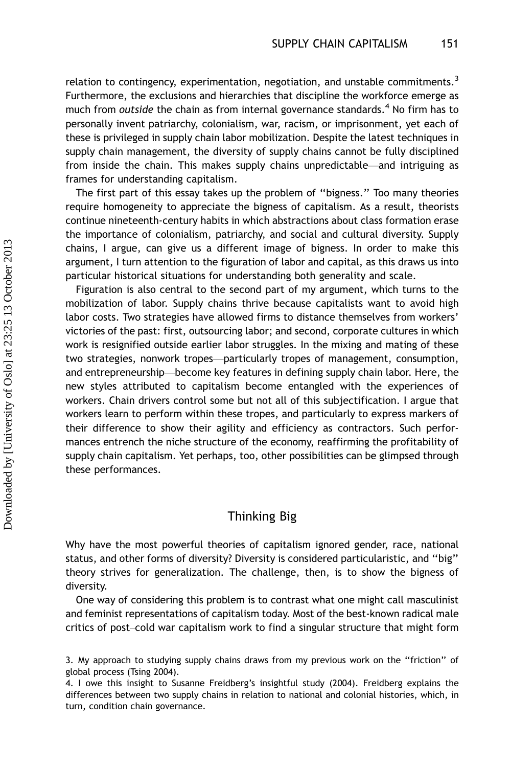relation to contingency, experimentation, negotiation, and unstable commitments.[3] Furthermore, the exclusions and hierarchies that discipline the workforce emerge as much from *outside* the chain as from internal governance standards.[4] No firm has to personally invent patriarchy, colonialism, war, racism, or imprisonment, yet each of these is privileged in supply chain labor mobilization. Despite the latest techniques in supply chain management, the diversity of supply chains cannot be fully disciplined from inside the chain. This makes supply chains unpredictable—and intriguing as frames for understanding capitalism.

The first part of this essay takes up the problem of "bigness." Too many theories require homogeneity to appreciate the bigness of capitalism. As a result, theorists continue nineteenth-century habits in which abstractions about class formation erase the importance of colonialism, patriarchy, and social and cultural diversity. Supply chains, I argue, can give us a different image of bigness. In order to make this argument, I turn attention to the figuration of labor and capital, as this draws us into particular historical situations for understanding both generality and scale.

Figuration is also central to the second part of my argument, which turns to the mobilization of labor. Supply chains thrive because capitalists want to avoid high labor costs. Two strategies have allowed firms to distance themselves from workers' victories of the past: first, outsourcing labor; and second, corporate cultures in which work is resignified outside earlier labor struggles. In the mixing and mating of these two strategies, nonwork tropes—particularly tropes of management, consumption, and entrepreneurship—become key features in defining supply chain labor. Here, the new styles attributed to capitalism become entangled with the experiences of workers. Chain drivers control some but not all of this subjectification. I argue that workers learn to perform within these tropes, and particularly to express markers of their difference to show their agility and efficiency as contractors. Such performances entrench the niche structure of the economy, reaffirming the profitability of supply chain capitalism. Yet perhaps, too, other possibilities can be glimpsed through these performances.

## Thinking Big

Why have the most powerful theories of capitalism ignored gender, race, national status, and other forms of diversity? Diversity is considered particularistic, and "big" theory strives for generalization. The challenge, then, is to show the bigness of diversity.

One way of considering this problem is to contrast what one might call masculinist and feminist representations of capitalism today. Most of the best-known radical male critics of post–cold war capitalism work to find a singular structure that might form

3. My approach to studying supply chains draws from my previous work on the "friction" of global process (Tsing 2004).

4. I owe this insight to Susanne Freidberg's insightful study (2004). Freidberg explains the differences between two supply chains in relation to national and colonial histories, which, in turn, condition chain governance.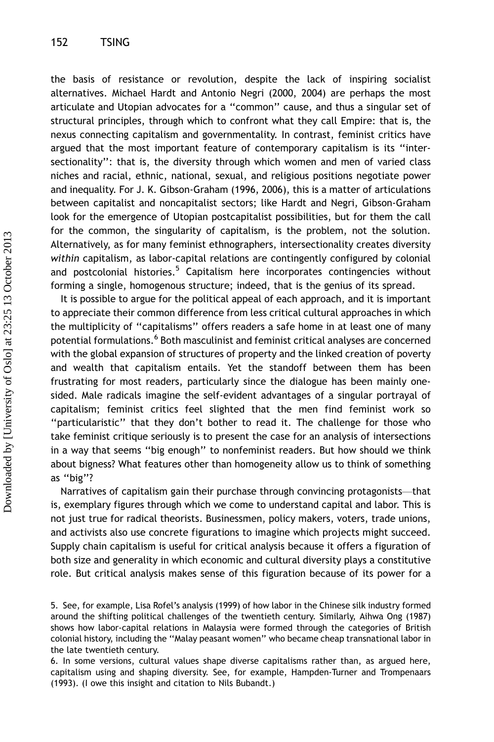the basis of resistance or revolution, despite the lack of inspiring socialist alternatives. Michael Hardt and Antonio Negri (2000, 2004) are perhaps the most articulate and Utopian advocates for a "common" cause, and thus a singular set of structural principles, through which to confront what they call Empire: that is, the nexus connecting capitalism and governmentality. In contrast, feminist critics have argued that the most important feature of contemporary capitalism is its "intersectionality": that is, the diversity through which women and men of varied class niches and racial, ethnic, national, sexual, and religious positions negotiate power and inequality. For J. K. Gibson-Graham (1996, 2006), this is a matter of articulations between capitalist and noncapitalist sectors; like Hardt and Negri, Gibson-Graham look for the emergence of Utopian postcapitalist possibilities, but for them the call for the common, the singularity of capitalism, is the problem, not the solution. Alternatively, as for many feminist ethnographers, intersectionality creates diversity *within* capitalism, as labor-capital relations are contingently configured by colonial and postcolonial histories.[5] Capitalism here incorporates contingencies without forming a single, homogenous structure; indeed, that is the genius of its spread.

It is possible to argue for the political appeal of each approach, and it is important to appreciate their common difference from less critical cultural approaches in which the multiplicity of "capitalisms" offers readers a safe home in at least one of many potential formulations.[6] Both masculinist and feminist critical analyses are concerned with the global expansion of structures of property and the linked creation of poverty and wealth that capitalism entails. Yet the standoff between them has been frustrating for most readers, particularly since the dialogue has been mainly one-sided. Male radicals imagine the self-evident advantages of a singular portrayal of capitalism; feminist critics feel slighted that the men find feminist work so "particularistic" that they don't bother to read it. The challenge for those who take feminist critique seriously is to present the case for an analysis of intersections in a way that seems "big enough" to nonfeminist readers. But how should we think about bigness? What features other than homogeneity allow us to think of something as "big"?

Narratives of capitalism gain their purchase through convincing protagonists—that is, exemplary figures through which we come to understand capital and labor. This is not just true for radical theorists. Businessmen, policy makers, voters, trade unions, and activists also use concrete figurations to imagine which projects might succeed. Supply chain capitalism is useful for critical analysis because it offers a figuration of both size and generality in which economic and cultural diversity plays a constitutive role. But critical analysis makes sense of this figuration because of its power for a

5. See, for example, Lisa Rofel's analysis (1999) of how labor in the Chinese silk industry formed around the shifting political challenges of the twentieth century. Similarly, Aihwa Ong (1987) shows how labor-capital relations in Malaysia were formed through the categories of British colonial history, including the "Malay peasant women" who became cheap transnational labor in the late twentieth century.

6. In some versions, cultural values shape diverse capitalisms rather than, as argued here, capitalism using and shaping diversity. See, for example, Hampden-Turner and Trompenaars (1993). (I owe this insight and citation to Nils Bubandt.)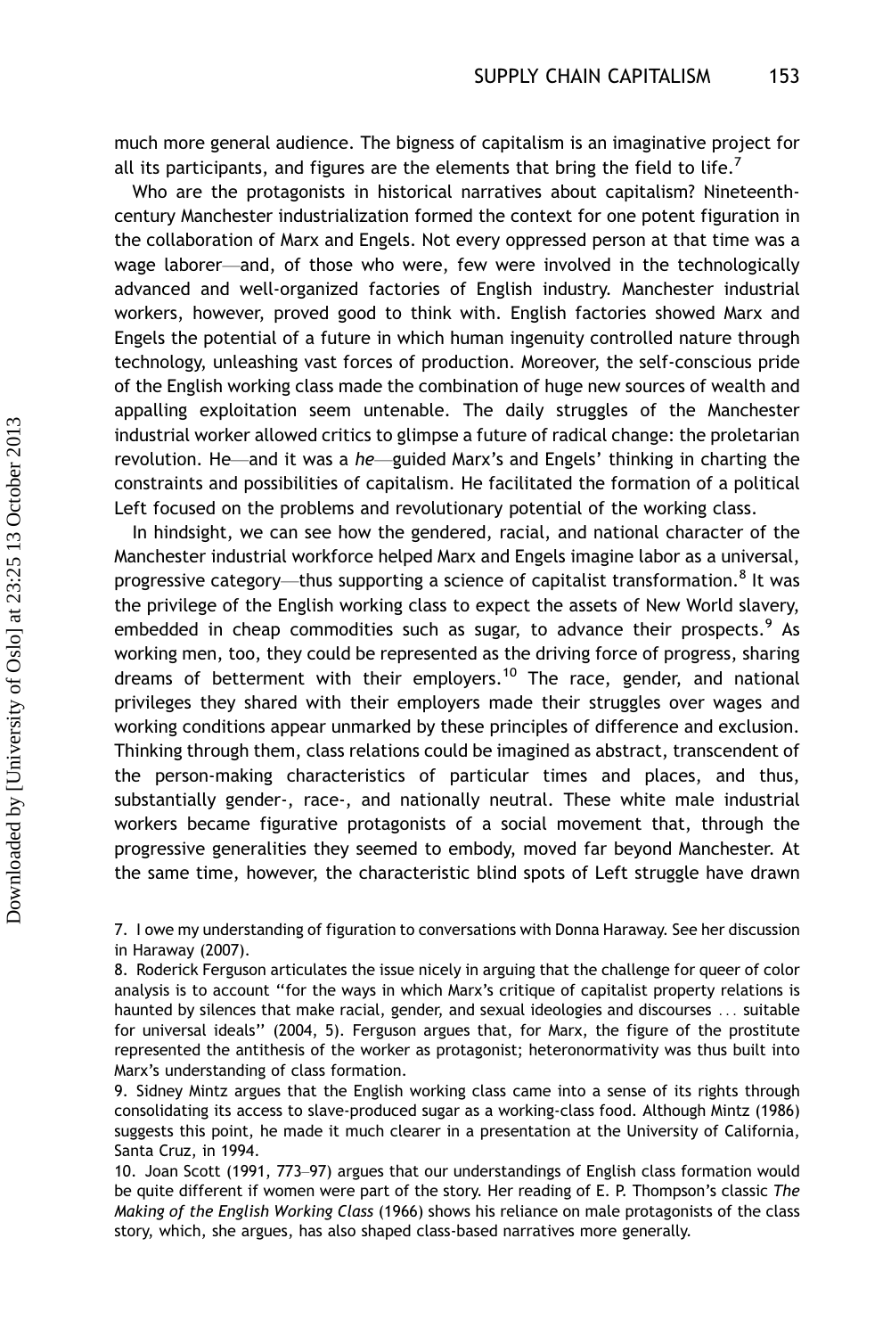much more general audience. The bigness of capitalism is an imaginative project for all its participants, and figures are the elements that bring the field to life.[7]

Who are the protagonists in historical narratives about capitalism? Nineteenth-century Manchester industrialization formed the context for one potent figuration in the collaboration of Marx and Engels. Not every oppressed person at that time was a wage laborer—and, of those who were, few were involved in the technologically advanced and well-organized factories of English industry. Manchester industrial workers, however, proved good to think with. English factories showed Marx and Engels the potential of a future in which human ingenuity controlled nature through technology, unleashing vast forces of production. Moreover, the self-conscious pride of the English working class made the combination of huge new sources of wealth and appalling exploitation seem untenable. The daily struggles of the Manchester industrial worker allowed critics to glimpse a future of radical change: the proletarian revolution. He—and it was a *he*—guided Marx's and Engels' thinking in charting the constraints and possibilities of capitalism. He facilitated the formation of a political Left focused on the problems and revolutionary potential of the working class.

In hindsight, we can see how the gendered, racial, and national character of the Manchester industrial workforce helped Marx and Engels imagine labor as a universal, progressive category—thus supporting a science of capitalist transformation.[8] It was the privilege of the English working class to expect the assets of New World slavery, embedded in cheap commodities such as sugar, to advance their prospects.[9] As working men, too, they could be represented as the driving force of progress, sharing dreams of betterment with their employers.[10] The race, gender, and national privileges they shared with their employers made their struggles over wages and working conditions appear unmarked by these principles of difference and exclusion. Thinking through them, class relations could be imagined as abstract, transcendent of the person-making characteristics of particular times and places, and thus, substantially gender-, race-, and nationally neutral. These white male industrial workers became figurative protagonists of a social movement that, through the progressive generalities they seemed to embody, moved far beyond Manchester. At the same time, however, the characteristic blind spots of Left struggle have drawn

7. I owe my understanding of figuration to conversations with Donna Haraway. See her discussion in Haraway (2007).

8. Roderick Ferguson articulates the issue nicely in arguing that the challenge for queer of color analysis is to account "for the ways in which Marx's critique of capitalist property relations is haunted by silences that make racial, gender, and sexual ideologies and discourses ... suitable for universal ideals" (2004, 5). Ferguson argues that, for Marx, the figure of the prostitute represented the antithesis of the worker as protagonist; heteronormativity was thus built into Marx's understanding of class formation.

9. Sidney Mintz argues that the English working class came into a sense of its rights through consolidating its access to slave-produced sugar as a working-class food. Although Mintz (1986) suggests this point, he made it much clearer in a presentation at the University of California, Santa Cruz, in 1994.

10. Joan Scott (1991, 773–97) argues that our understandings of English class formation would be quite different if women were part of the story. Her reading of E. P. Thompson's classic *The Making of the English Working Class* (1966) shows his reliance on male protagonists of the class story, which, she argues, has also shaped class-based narratives more generally.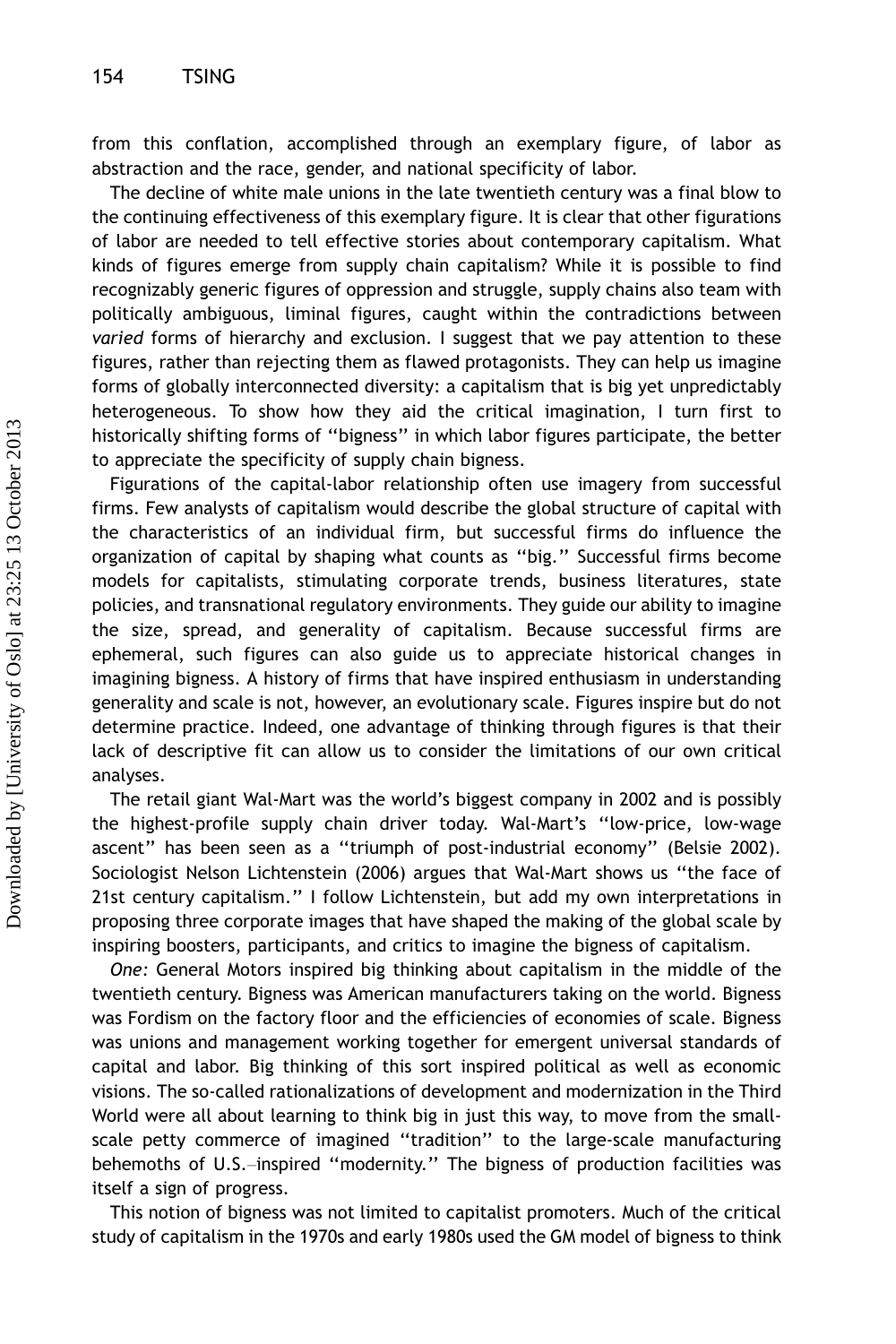from this conflation, accomplished through an exemplary figure, of labor as abstraction and the race, gender, and national specificity of labor.

The decline of white male unions in the late twentieth century was a final blow to the continuing effectiveness of this exemplary figure. It is clear that other figurations of labor are needed to tell effective stories about contemporary capitalism. What kinds of figures emerge from supply chain capitalism? While it is possible to find recognizably generic figures of oppression and struggle, supply chains also team with politically ambiguous, liminal figures, caught within the contradictions between *varied* forms of hierarchy and exclusion. I suggest that we pay attention to these figures, rather than rejecting them as flawed protagonists. They can help us imagine forms of globally interconnected diversity: a capitalism that is big yet unpredictably heterogeneous. To show how they aid the critical imagination, I turn first to historically shifting forms of ''bigness'' in which labor figures participate, the better to appreciate the specificity of supply chain bigness.

Figurations of the capital-labor relationship often use imagery from successful firms. Few analysts of capitalism would describe the global structure of capital with the characteristics of an individual firm, but successful firms do influence the organization of capital by shaping what counts as ''big.'' Successful firms become models for capitalists, stimulating corporate trends, business literatures, state policies, and transnational regulatory environments. They guide our ability to imagine the size, spread, and generality of capitalism. Because successful firms are ephemeral, such figures can also guide us to appreciate historical changes in imagining bigness. A history of firms that have inspired enthusiasm in understanding generality and scale is not, however, an evolutionary scale. Figures inspire but do not determine practice. Indeed, one advantage of thinking through figures is that their lack of descriptive fit can allow us to consider the limitations of our own critical analyses.

The retail giant Wal-Mart was the world's biggest company in 2002 and is possibly the highest-profile supply chain driver today. Wal-Mart's ''low-price, low-wage ascent'' has been seen as a ''triumph of post-industrial economy'' (Belsie 2002). Sociologist Nelson Lichtenstein (2006) argues that Wal-Mart shows us ''the face of 21st century capitalism.'' I follow Lichtenstein, but add my own interpretations in proposing three corporate images that have shaped the making of the global scale by inspiring boosters, participants, and critics to imagine the bigness of capitalism.

*One:* General Motors inspired big thinking about capitalism in the middle of the twentieth century. Bigness was American manufacturers taking on the world. Bigness was Fordism on the factory floor and the efficiencies of economies of scale. Bigness was unions and management working together for emergent universal standards of capital and labor. Big thinking of this sort inspired political as well as economic visions. The so-called rationalizations of development and modernization in the Third World were all about learning to think big in just this way, to move from the small-scale petty commerce of imagined ''tradition'' to the large-scale manufacturing behemoths of U.S.–inspired ''modernity.'' The bigness of production facilities was itself a sign of progress.

This notion of bigness was not limited to capitalist promoters. Much of the critical study of capitalism in the 1970s and early 1980s used the GM model of bigness to think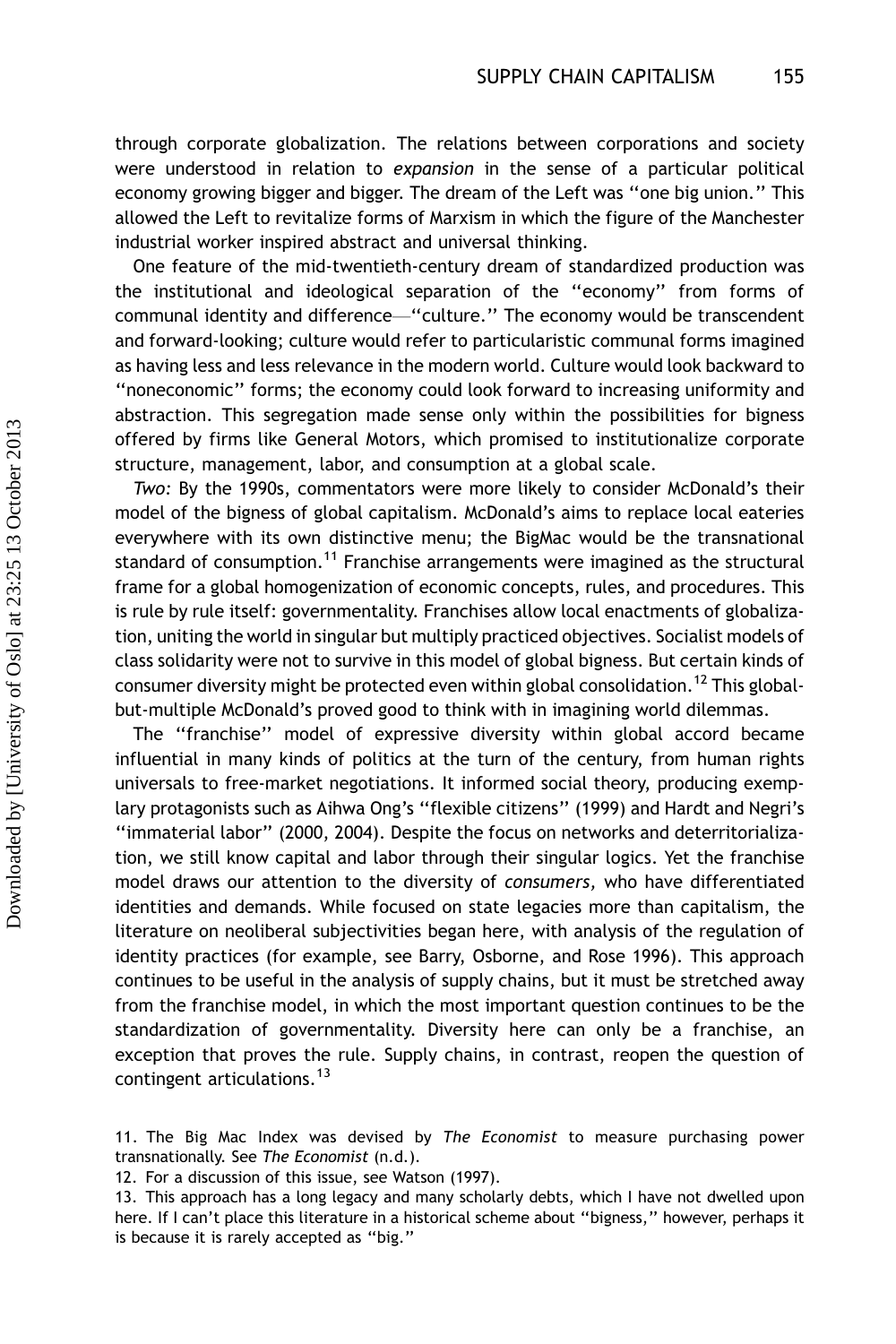through corporate globalization. The relations between corporations and society were understood in relation to *expansion* in the sense of a particular political economy growing bigger and bigger. The dream of the Left was "one big union." This allowed the Left to revitalize forms of Marxism in which the figure of the Manchester industrial worker inspired abstract and universal thinking.

One feature of the mid-twentieth-century dream of standardized production was the institutional and ideological separation of the "economy" from forms of communal identity and difference—"culture." The economy would be transcendent and forward-looking; culture would refer to particularistic communal forms imagined as having less and less relevance in the modern world. Culture would look backward to "noneconomic" forms; the economy could look forward to increasing uniformity and abstraction. This segregation made sense only within the possibilities for bigness offered by firms like General Motors, which promised to institutionalize corporate structure, management, labor, and consumption at a global scale.

*Two:* By the 1990s, commentators were more likely to consider McDonald's their model of the bigness of global capitalism. McDonald's aims to replace local eateries everywhere with its own distinctive menu; the BigMac would be the transnational standard of consumption.[11] Franchise arrangements were imagined as the structural frame for a global homogenization of economic concepts, rules, and procedures. This is rule by rule itself: governmentality. Franchises allow local enactments of globalization, uniting the world in singular but multiply practiced objectives. Socialist models of class solidarity were not to survive in this model of global bigness. But certain kinds of consumer diversity might be protected even within global consolidation.[12] This global-but-multiple McDonald's proved good to think with in imagining world dilemmas.

The "franchise" model of expressive diversity within global accord became influential in many kinds of politics at the turn of the century, from human rights universals to free-market negotiations. It informed social theory, producing exemplary protagonists such as Aihwa Ong's "flexible citizens" (1999) and Hardt and Negri's "immaterial labor" (2000, 2004). Despite the focus on networks and deterritorialization, we still know capital and labor through their singular logics. Yet the franchise model draws our attention to the diversity of *consumers,* who have differentiated identities and demands. While focused on state legacies more than capitalism, the literature on neoliberal subjectivities began here, with analysis of the regulation of identity practices (for example, see Barry, Osborne, and Rose 1996). This approach continues to be useful in the analysis of supply chains, but it must be stretched away from the franchise model, in which the most important question continues to be the standardization of governmentality. Diversity here can only be a franchise, an exception that proves the rule. Supply chains, in contrast, reopen the question of contingent articulations.[13]

11. The Big Mac Index was devised by *The Economist* to measure purchasing power transnationally. See *The Economist* (n.d.).

12. For a discussion of this issue, see Watson (1997).

13. This approach has a long legacy and many scholarly debts, which I have not dwelled upon here. If I can't place this literature in a historical scheme about "bigness," however, perhaps it is because it is rarely accepted as "big."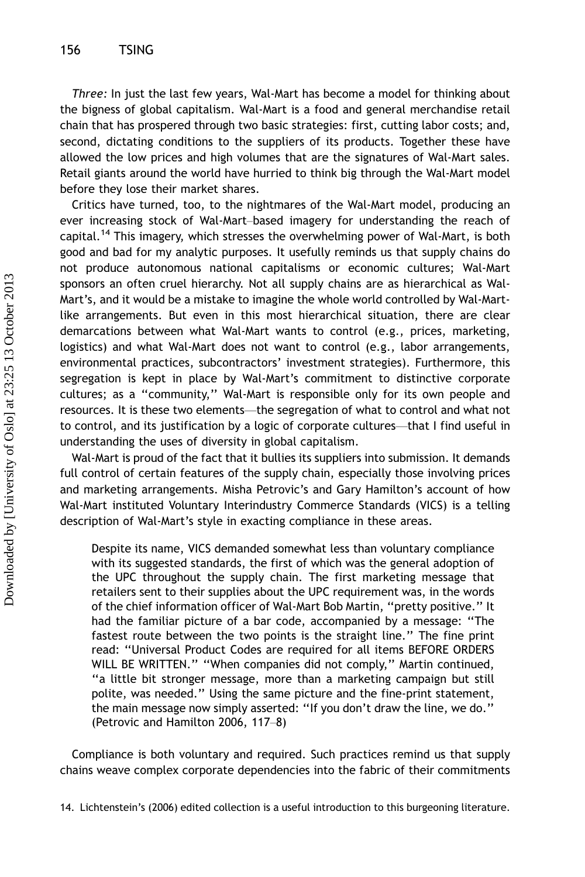*Three:* In just the last few years, Wal-Mart has become a model for thinking about the bigness of global capitalism. Wal-Mart is a food and general merchandise retail chain that has prospered through two basic strategies: first, cutting labor costs; and, second, dictating conditions to the suppliers of its products. Together these have allowed the low prices and high volumes that are the signatures of Wal-Mart sales. Retail giants around the world have hurried to think big through the Wal-Mart model before they lose their market shares.

Critics have turned, too, to the nightmares of the Wal-Mart model, producing an ever increasing stock of Wal-Mart–based imagery for understanding the reach of capital.[14] This imagery, which stresses the overwhelming power of Wal-Mart, is both good and bad for my analytic purposes. It usefully reminds us that supply chains do not produce autonomous national capitalisms or economic cultures; Wal-Mart sponsors an often cruel hierarchy. Not all supply chains are as hierarchical as Wal-Mart's, and it would be a mistake to imagine the whole world controlled by Wal-Mart-like arrangements. But even in this most hierarchical situation, there are clear demarcations between what Wal-Mart wants to control (e.g., prices, marketing, logistics) and what Wal-Mart does not want to control (e.g., labor arrangements, environmental practices, subcontractors' investment strategies). Furthermore, this segregation is kept in place by Wal-Mart's commitment to distinctive corporate cultures; as a "community," Wal-Mart is responsible only for its own people and resources. It is these two elements—the segregation of what to control and what not to control, and its justification by a logic of corporate cultures—that I find useful in understanding the uses of diversity in global capitalism.

Wal-Mart is proud of the fact that it bullies its suppliers into submission. It demands full control of certain features of the supply chain, especially those involving prices and marketing arrangements. Misha Petrovic's and Gary Hamilton's account of how Wal-Mart instituted Voluntary Interindustry Commerce Standards (VICS) is a telling description of Wal-Mart's style in exacting compliance in these areas.

> Despite its name, VICS demanded somewhat less than voluntary compliance with its suggested standards, the first of which was the general adoption of the UPC throughout the supply chain. The first marketing message that retailers sent to their supplies about the UPC requirement was, in the words of the chief information officer of Wal-Mart Bob Martin, "pretty positive." It had the familiar picture of a bar code, accompanied by a message: "The fastest route between the two points is the straight line." The fine print read: "Universal Product Codes are required for all items BEFORE ORDERS WILL BE WRITTEN." "When companies did not comply," Martin continued, "a little bit stronger message, more than a marketing campaign but still polite, was needed." Using the same picture and the fine-print statement, the main message now simply asserted: "If you don't draw the line, we do." (Petrovic and Hamilton 2006, 117–8)

Compliance is both voluntary and required. Such practices remind us that supply chains weave complex corporate dependencies into the fabric of their commitments

14. Lichtenstein's (2006) edited collection is a useful introduction to this burgeoning literature.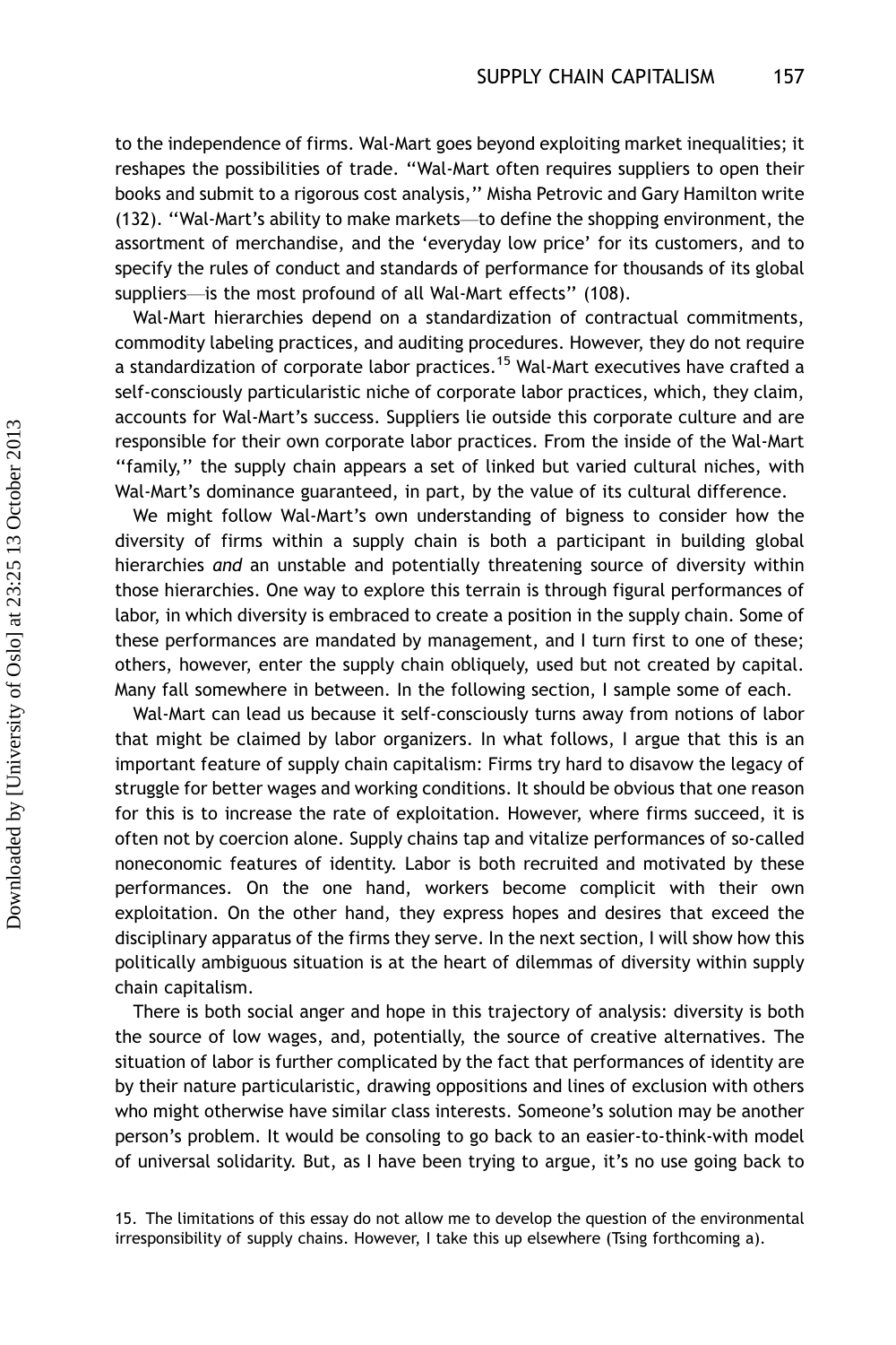to the independence of firms. Wal-Mart goes beyond exploiting market inequalities; it reshapes the possibilities of trade. ''Wal-Mart often requires suppliers to open their books and submit to a rigorous cost analysis,'' Misha Petrovic and Gary Hamilton write (132). ''Wal-Mart's ability to make markets—to define the shopping environment, the assortment of merchandise, and the 'everyday low price' for its customers, and to specify the rules of conduct and standards of performance for thousands of its global suppliers—is the most profound of all Wal-Mart effects'' (108).

Wal-Mart hierarchies depend on a standardization of contractual commitments, commodity labeling practices, and auditing procedures. However, they do not require a standardization of corporate labor practices.[15] Wal-Mart executives have crafted a self-consciously particularistic niche of corporate labor practices, which, they claim, accounts for Wal-Mart's success. Suppliers lie outside this corporate culture and are responsible for their own corporate labor practices. From the inside of the Wal-Mart ''family,'' the supply chain appears a set of linked but varied cultural niches, with Wal-Mart's dominance guaranteed, in part, by the value of its cultural difference.

We might follow Wal-Mart's own understanding of bigness to consider how the diversity of firms within a supply chain is both a participant in building global hierarchies *and* an unstable and potentially threatening source of diversity within those hierarchies. One way to explore this terrain is through figural performances of labor, in which diversity is embraced to create a position in the supply chain. Some of these performances are mandated by management, and I turn first to one of these; others, however, enter the supply chain obliquely, used but not created by capital. Many fall somewhere in between. In the following section, I sample some of each.

Wal-Mart can lead us because it self-consciously turns away from notions of labor that might be claimed by labor organizers. In what follows, I argue that this is an important feature of supply chain capitalism: Firms try hard to disavow the legacy of struggle for better wages and working conditions. It should be obvious that one reason for this is to increase the rate of exploitation. However, where firms succeed, it is often not by coercion alone. Supply chains tap and vitalize performances of so-called noneconomic features of identity. Labor is both recruited and motivated by these performances. On the one hand, workers become complicit with their own exploitation. On the other hand, they express hopes and desires that exceed the disciplinary apparatus of the firms they serve. In the next section, I will show how this politically ambiguous situation is at the heart of dilemmas of diversity within supply chain capitalism.

There is both social anger and hope in this trajectory of analysis: diversity is both the source of low wages, and, potentially, the source of creative alternatives. The situation of labor is further complicated by the fact that performances of identity are by their nature particularistic, drawing oppositions and lines of exclusion with others who might otherwise have similar class interests. Someone's solution may be another person's problem. It would be consoling to go back to an easier-to-think-with model of universal solidarity. But, as I have been trying to argue, it's no use going back to

15. The limitations of this essay do not allow me to develop the question of the environmental irresponsibility of supply chains. However, I take this up elsewhere (Tsing forthcoming a).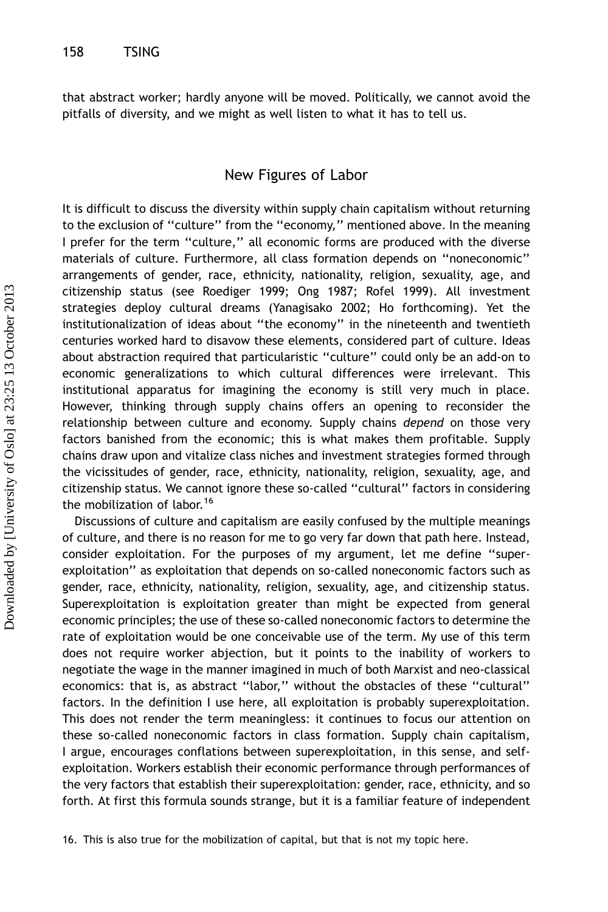that abstract worker; hardly anyone will be moved. Politically, we cannot avoid the pitfalls of diversity, and we might as well listen to what it has to tell us.

## New Figures of Labor

It is difficult to discuss the diversity within supply chain capitalism without returning to the exclusion of "culture" from the "economy," mentioned above. In the meaning I prefer for the term "culture," all economic forms are produced with the diverse materials of culture. Furthermore, all class formation depends on "noneconomic" arrangements of gender, race, ethnicity, nationality, religion, sexuality, age, and citizenship status (see Roediger 1999; Ong 1987; Rofel 1999). All investment strategies deploy cultural dreams (Yanagisako 2002; Ho forthcoming). Yet the institutionalization of ideas about "the economy" in the nineteenth and twentieth centuries worked hard to disavow these elements, considered part of culture. Ideas about abstraction required that particularistic "culture" could only be an add-on to economic generalizations to which cultural differences were irrelevant. This institutional apparatus for imagining the economy is still very much in place. However, thinking through supply chains offers an opening to reconsider the relationship between culture and economy. Supply chains *depend* on those very factors banished from the economic; this is what makes them profitable. Supply chains draw upon and vitalize class niches and investment strategies formed through the vicissitudes of gender, race, ethnicity, nationality, religion, sexuality, age, and citizenship status. We cannot ignore these so-called "cultural" factors in considering the mobilization of labor.[16]

Discussions of culture and capitalism are easily confused by the multiple meanings of culture, and there is no reason for me to go very far down that path here. Instead, consider exploitation. For the purposes of my argument, let me define "superexploitation" as exploitation that depends on so-called noneconomic factors such as gender, race, ethnicity, nationality, religion, sexuality, age, and citizenship status. Superexploitation is exploitation greater than might be expected from general economic principles; the use of these so-called noneconomic factors to determine the rate of exploitation would be one conceivable use of the term. My use of this term does not require worker abjection, but it points to the inability of workers to negotiate the wage in the manner imagined in much of both Marxist and neo-classical economics: that is, as abstract "labor," without the obstacles of these "cultural" factors. In the definition I use here, all exploitation is probably superexploitation. This does not render the term meaningless: it continues to focus our attention on these so-called noneconomic factors in class formation. Supply chain capitalism, I argue, encourages conflations between superexploitation, in this sense, and self-exploitation. Workers establish their economic performance through performances of the very factors that establish their superexploitation: gender, race, ethnicity, and so forth. At first this formula sounds strange, but it is a familiar feature of independent

16. This is also true for the mobilization of capital, but that is not my topic here.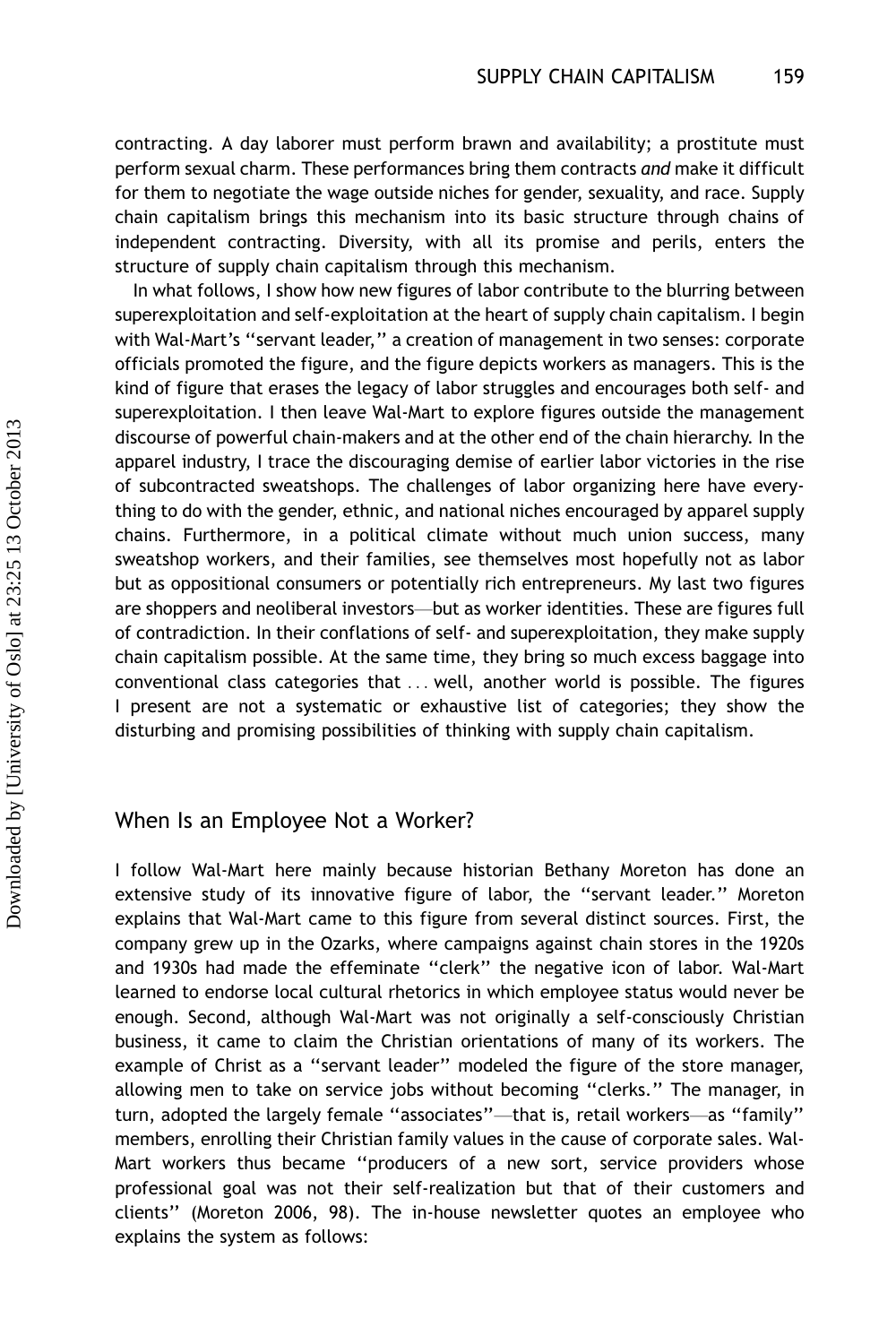contracting. A day laborer must perform brawn and availability; a prostitute must perform sexual charm. These performances bring them contracts *and* make it difficult for them to negotiate the wage outside niches for gender, sexuality, and race. Supply chain capitalism brings this mechanism into its basic structure through chains of independent contracting. Diversity, with all its promise and perils, enters the structure of supply chain capitalism through this mechanism.

In what follows, I show how new figures of labor contribute to the blurring between superexploitation and self-exploitation at the heart of supply chain capitalism. I begin with Wal-Mart's "servant leader," a creation of management in two senses: corporate officials promoted the figure, and the figure depicts workers as managers. This is the kind of figure that erases the legacy of labor struggles and encourages both self- and superexploitation. I then leave Wal-Mart to explore figures outside the management discourse of powerful chain-makers and at the other end of the chain hierarchy. In the apparel industry, I trace the discouraging demise of earlier labor victories in the rise of subcontracted sweatshops. The challenges of labor organizing here have everything to do with the gender, ethnic, and national niches encouraged by apparel supply chains. Furthermore, in a political climate without much union success, many sweatshop workers, and their families, see themselves most hopefully not as labor but as oppositional consumers or potentially rich entrepreneurs. My last two figures are shoppers and neoliberal investors—but as worker identities. These are figures full of contradiction. In their conflations of self- and superexploitation, they make supply chain capitalism possible. At the same time, they bring so much excess baggage into conventional class categories that ... well, another world is possible. The figures I present are not a systematic or exhaustive list of categories; they show the disturbing and promising possibilities of thinking with supply chain capitalism.

## When Is an Employee Not a Worker?

I follow Wal-Mart here mainly because historian Bethany Moreton has done an extensive study of its innovative figure of labor, the "servant leader." Moreton explains that Wal-Mart came to this figure from several distinct sources. First, the company grew up in the Ozarks, where campaigns against chain stores in the 1920s and 1930s had made the effeminate "clerk" the negative icon of labor. Wal-Mart learned to endorse local cultural rhetorics in which employee status would never be enough. Second, although Wal-Mart was not originally a self-consciously Christian business, it came to claim the Christian orientations of many of its workers. The example of Christ as a "servant leader" modeled the figure of the store manager, allowing men to take on service jobs without becoming "clerks." The manager, in turn, adopted the largely female "associates"—that is, retail workers—as "family" members, enrolling their Christian family values in the cause of corporate sales. Wal-Mart workers thus became "producers of a new sort, service providers whose professional goal was not their self-realization but that of their customers and clients" (Moreton 2006, 98). The in-house newsletter quotes an employee who explains the system as follows: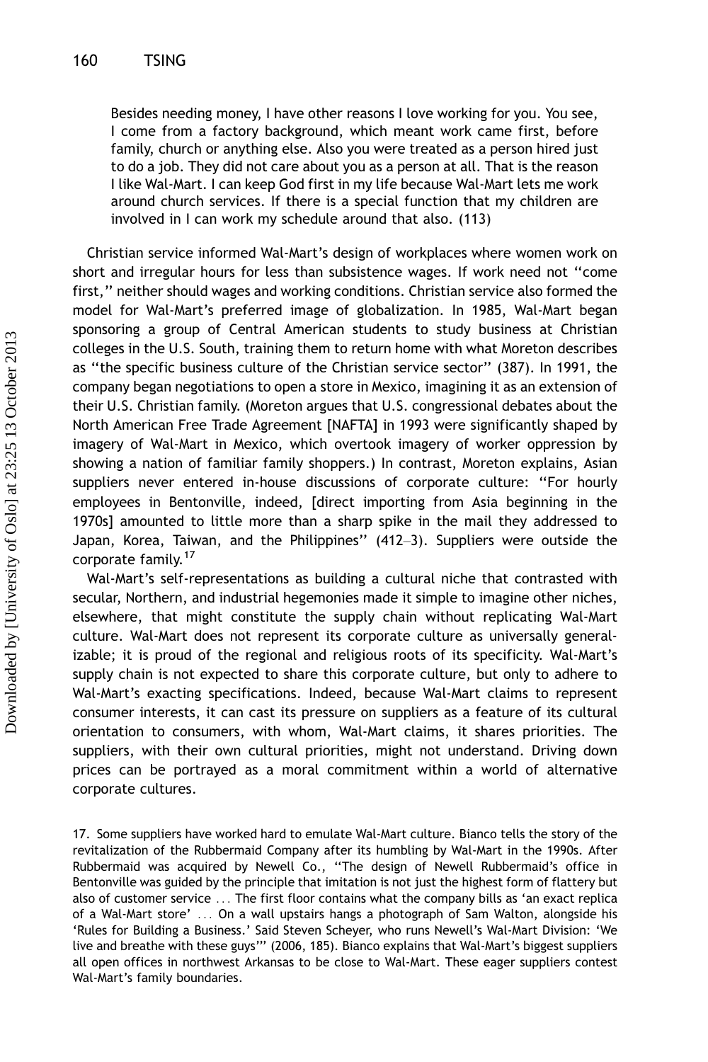> Besides needing money, I have other reasons I love working for you. You see, I come from a factory background, which meant work came first, before family, church or anything else. Also you were treated as a person hired just to do a job. They did not care about you as a person at all. That is the reason I like Wal-Mart. I can keep God first in my life because Wal-Mart lets me work around church services. If there is a special function that my children are involved in I can work my schedule around that also. (113)

Christian service informed Wal-Mart's design of workplaces where women work on short and irregular hours for less than subsistence wages. If work need not "come first," neither should wages and working conditions. Christian service also formed the model for Wal-Mart's preferred image of globalization. In 1985, Wal-Mart began sponsoring a group of Central American students to study business at Christian colleges in the U.S. South, training them to return home with what Moreton describes as "the specific business culture of the Christian service sector" (387). In 1991, the company began negotiations to open a store in Mexico, imagining it as an extension of their U.S. Christian family. (Moreton argues that U.S. congressional debates about the North American Free Trade Agreement [NAFTA] in 1993 were significantly shaped by imagery of Wal-Mart in Mexico, which overtook imagery of worker oppression by showing a nation of familiar family shoppers.) In contrast, Moreton explains, Asian suppliers never entered in-house discussions of corporate culture: "For hourly employees in Bentonville, indeed, [direct importing from Asia beginning in the 1970s] amounted to little more than a sharp spike in the mail they addressed to Japan, Korea, Taiwan, and the Philippines" (412–3). Suppliers were outside the corporate family.[17]

Wal-Mart's self-representations as building a cultural niche that contrasted with secular, Northern, and industrial hegemonies made it simple to imagine other niches, elsewhere, that might constitute the supply chain without replicating Wal-Mart culture. Wal-Mart does not represent its corporate culture as universally generalizable; it is proud of the regional and religious roots of its specificity. Wal-Mart's supply chain is not expected to share this corporate culture, but only to adhere to Wal-Mart's exacting specifications. Indeed, because Wal-Mart claims to represent consumer interests, it can cast its pressure on suppliers as a feature of its cultural orientation to consumers, with whom, Wal-Mart claims, it shares priorities. The suppliers, with their own cultural priorities, might not understand. Driving down prices can be portrayed as a moral commitment within a world of alternative corporate cultures.

17. Some suppliers have worked hard to emulate Wal-Mart culture. Bianco tells the story of the revitalization of the Rubbermaid Company after its humbling by Wal-Mart in the 1990s. After Rubbermaid was acquired by Newell Co., "The design of Newell Rubbermaid's office in Bentonville was guided by the principle that imitation is not just the highest form of flattery but also of customer service ... The first floor contains what the company bills as 'an exact replica of a Wal-Mart store' ... On a wall upstairs hangs a photograph of Sam Walton, alongside his 'Rules for Building a Business.' Said Steven Scheyer, who runs Newell's Wal-Mart Division: 'We live and breathe with these guys'" (2006, 185). Bianco explains that Wal-Mart's biggest suppliers all open offices in northwest Arkansas to be close to Wal-Mart. These eager suppliers contest Wal-Mart's family boundaries.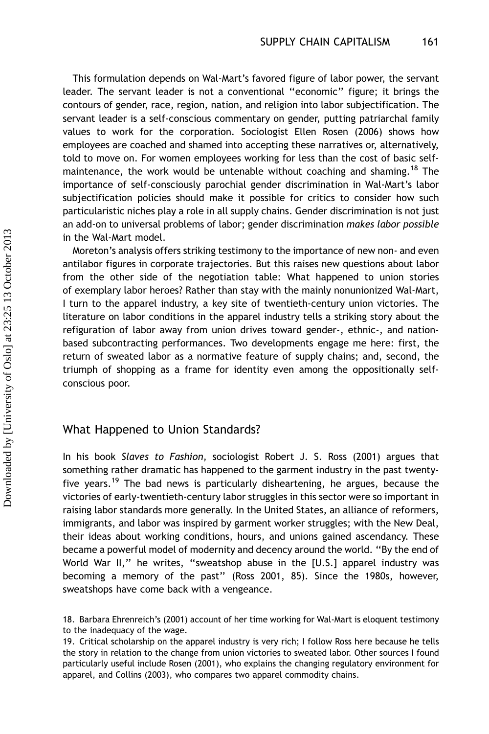This formulation depends on Wal-Mart's favored figure of labor power, the servant leader. The servant leader is not a conventional "economic" figure; it brings the contours of gender, race, region, nation, and religion into labor subjectification. The servant leader is a self-conscious commentary on gender, putting patriarchal family values to work for the corporation. Sociologist Ellen Rosen (2006) shows how employees are coached and shamed into accepting these narratives or, alternatively, told to move on. For women employees working for less than the cost of basic self-maintenance, the work would be untenable without coaching and shaming.[18] The importance of self-consciously parochial gender discrimination in Wal-Mart's labor subjectification policies should make it possible for critics to consider how such particularistic niches play a role in all supply chains. Gender discrimination is not just an add-on to universal problems of labor; gender discrimination *makes labor possible* in the Wal-Mart model.

Moreton's analysis offers striking testimony to the importance of new non- and even antilabor figures in corporate trajectories. But this raises new questions about labor from the other side of the negotiation table: What happened to union stories of exemplary labor heroes? Rather than stay with the mainly nonunionized Wal-Mart, I turn to the apparel industry, a key site of twentieth-century union victories. The literature on labor conditions in the apparel industry tells a striking story about the refiguration of labor away from union drives toward gender-, ethnic-, and nation-based subcontracting performances. Two developments engage me here: first, the return of sweated labor as a normative feature of supply chains; and, second, the triumph of shopping as a frame for identity even among the oppositionally self-conscious poor.

## What Happened to Union Standards?

In his book *Slaves to Fashion,* sociologist Robert J. S. Ross (2001) argues that something rather dramatic has happened to the garment industry in the past twenty-five years.[19] The bad news is particularly disheartening, he argues, because the victories of early-twentieth-century labor struggles in this sector were so important in raising labor standards more generally. In the United States, an alliance of reformers, immigrants, and labor was inspired by garment worker struggles; with the New Deal, their ideas about working conditions, hours, and unions gained ascendancy. These became a powerful model of modernity and decency around the world. "By the end of World War II," he writes, "sweatshop abuse in the [U.S.] apparel industry was becoming a memory of the past" (Ross 2001, 85). Since the 1980s, however, sweatshops have come back with a vengeance.

18. Barbara Ehrenreich's (2001) account of her time working for Wal-Mart is eloquent testimony to the inadequacy of the wage.

19. Critical scholarship on the apparel industry is very rich; I follow Ross here because he tells the story in relation to the change from union victories to sweated labor. Other sources I found particularly useful include Rosen (2001), who explains the changing regulatory environment for apparel, and Collins (2003), who compares two apparel commodity chains.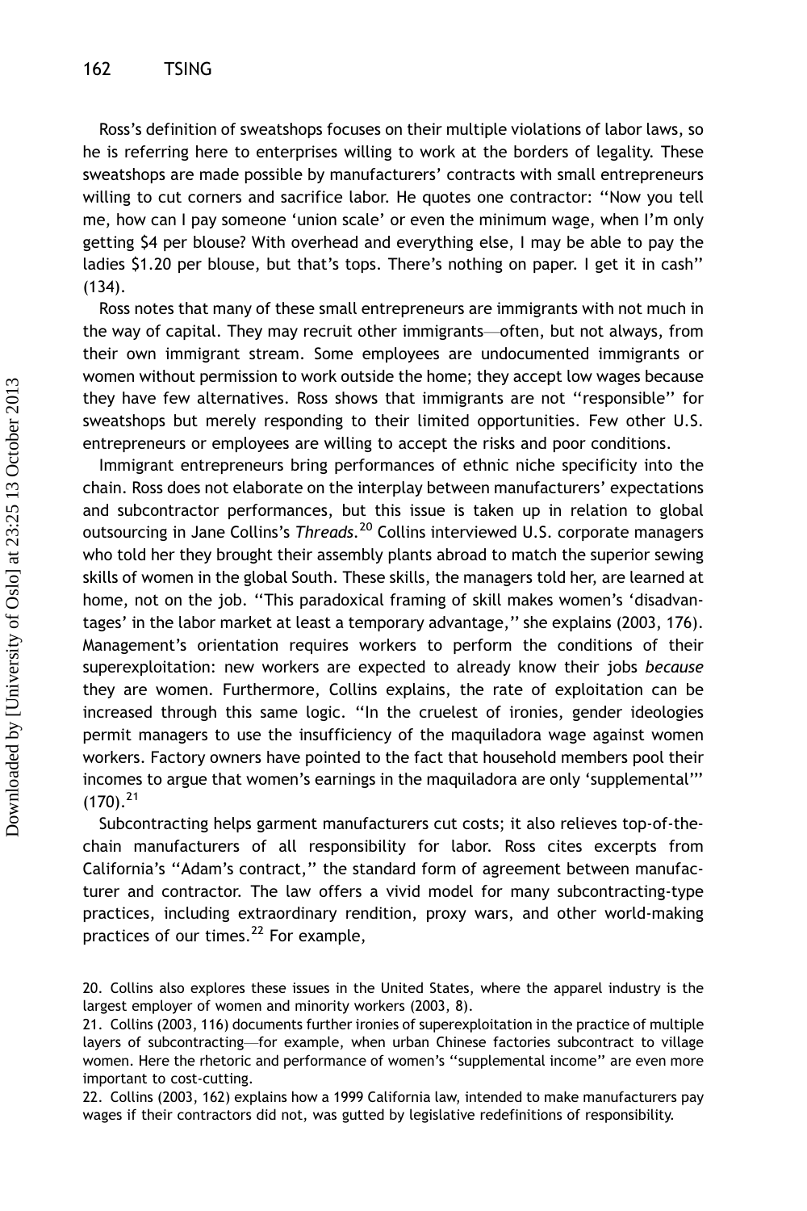Ross's definition of sweatshops focuses on their multiple violations of labor laws, so he is referring here to enterprises willing to work at the borders of legality. These sweatshops are made possible by manufacturers' contracts with small entrepreneurs willing to cut corners and sacrifice labor. He quotes one contractor: "Now you tell me, how can I pay someone 'union scale' or even the minimum wage, when I'm only getting $4 per blouse? With overhead and everything else, I may be able to pay the ladies $1.20 per blouse, but that's tops. There's nothing on paper. I get it in cash" (134).

Ross notes that many of these small entrepreneurs are immigrants with not much in the way of capital. They may recruit other immigrants—often, but not always, from their own immigrant stream. Some employees are undocumented immigrants or women without permission to work outside the home; they accept low wages because they have few alternatives. Ross shows that immigrants are not "responsible" for sweatshops but merely responding to their limited opportunities. Few other U.S. entrepreneurs or employees are willing to accept the risks and poor conditions.

Immigrant entrepreneurs bring performances of ethnic niche specificity into the chain. Ross does not elaborate on the interplay between manufacturers' expectations and subcontractor performances, but this issue is taken up in relation to global outsourcing in Jane Collins's *Threads*.[20] Collins interviewed U.S. corporate managers who told her they brought their assembly plants abroad to match the superior sewing skills of women in the global South. These skills, the managers told her, are learned at home, not on the job. "This paradoxical framing of skill makes women's 'disadvantages' in the labor market at least a temporary advantage," she explains (2003, 176). Management's orientation requires workers to perform the conditions of their superexploitation: new workers are expected to already know their jobs *because* they are women. Furthermore, Collins explains, the rate of exploitation can be increased through this same logic. "In the cruelest of ironies, gender ideologies permit managers to use the insufficiency of the maquiladora wage against women workers. Factory owners have pointed to the fact that household members pool their incomes to argue that women's earnings in the maquiladora are only 'supplemental'" (170).[21]

Subcontracting helps garment manufacturers cut costs; it also relieves top-of-the-chain manufacturers of all responsibility for labor. Ross cites excerpts from California's "Adam's contract," the standard form of agreement between manufacturer and contractor. The law offers a vivid model for many subcontracting-type practices, including extraordinary rendition, proxy wars, and other world-making practices of our times.[22] For example,

20. Collins also explores these issues in the United States, where the apparel industry is the largest employer of women and minority workers (2003, 8).

21. Collins (2003, 116) documents further ironies of superexploitation in the practice of multiple layers of subcontracting—for example, when urban Chinese factories subcontract to village women. Here the rhetoric and performance of women's "supplemental income" are even more important to cost-cutting.

22. Collins (2003, 162) explains how a 1999 California law, intended to make manufacturers pay wages if their contractors did not, was gutted by legislative redefinitions of responsibility.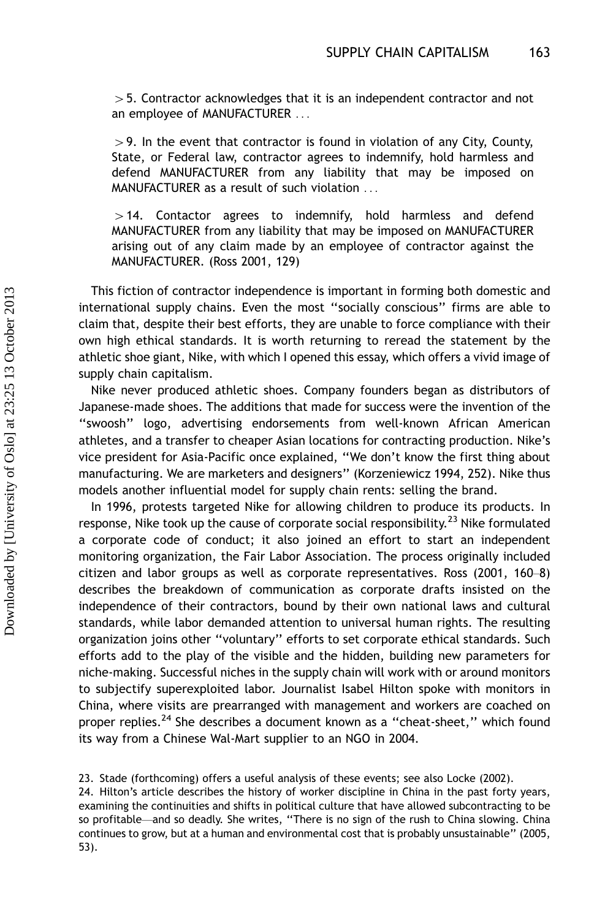> 5. Contractor acknowledges that it is an independent contractor and not an employee of MANUFACTURER ...
>
> 9. In the event that contractor is found in violation of any City, County, State, or Federal law, contractor agrees to indemnify, hold harmless and defend MANUFACTURER from any liability that may be imposed on MANUFACTURER as a result of such violation ...
>
> 14. Contactor agrees to indemnify, hold harmless and defend MANUFACTURER from any liability that may be imposed on MANUFACTURER arising out of any claim made by an employee of contractor against the MANUFACTURER. (Ross 2001, 129)

This fiction of contractor independence is important in forming both domestic and international supply chains. Even the most "socially conscious" firms are able to claim that, despite their best efforts, they are unable to force compliance with their own high ethical standards. It is worth returning to reread the statement by the athletic shoe giant, Nike, with which I opened this essay, which offers a vivid image of supply chain capitalism.

Nike never produced athletic shoes. Company founders began as distributors of Japanese-made shoes. The additions that made for success were the invention of the "swoosh" logo, advertising endorsements from well-known African American athletes, and a transfer to cheaper Asian locations for contracting production. Nike's vice president for Asia-Pacific once explained, "We don't know the first thing about manufacturing. We are marketers and designers" (Korzeniewicz 1994, 252). Nike thus models another influential model for supply chain rents: selling the brand.

In 1996, protests targeted Nike for allowing children to produce its products. In response, Nike took up the cause of corporate social responsibility.[23] Nike formulated a corporate code of conduct; it also joined an effort to start an independent monitoring organization, the Fair Labor Association. The process originally included citizen and labor groups as well as corporate representatives. Ross (2001, 160–8) describes the breakdown of communication as corporate drafts insisted on the independence of their contractors, bound by their own national laws and cultural standards, while labor demanded attention to universal human rights. The resulting organization joins other "voluntary" efforts to set corporate ethical standards. Such efforts add to the play of the visible and the hidden, building new parameters for niche-making. Successful niches in the supply chain will work with or around monitors to subjectify superexploited labor. Journalist Isabel Hilton spoke with monitors in China, where visits are prearranged with management and workers are coached on proper replies.[24] She describes a document known as a "cheat-sheet," which found its way from a Chinese Wal-Mart supplier to an NGO in 2004.

23. Stade (forthcoming) offers a useful analysis of these events; see also Locke (2002).

24. Hilton's article describes the history of worker discipline in China in the past forty years, examining the continuities and shifts in political culture that have allowed subcontracting to be so profitable—and so deadly. She writes, "There is no sign of the rush to China slowing. China continues to grow, but at a human and environmental cost that is probably unsustainable" (2005, 53).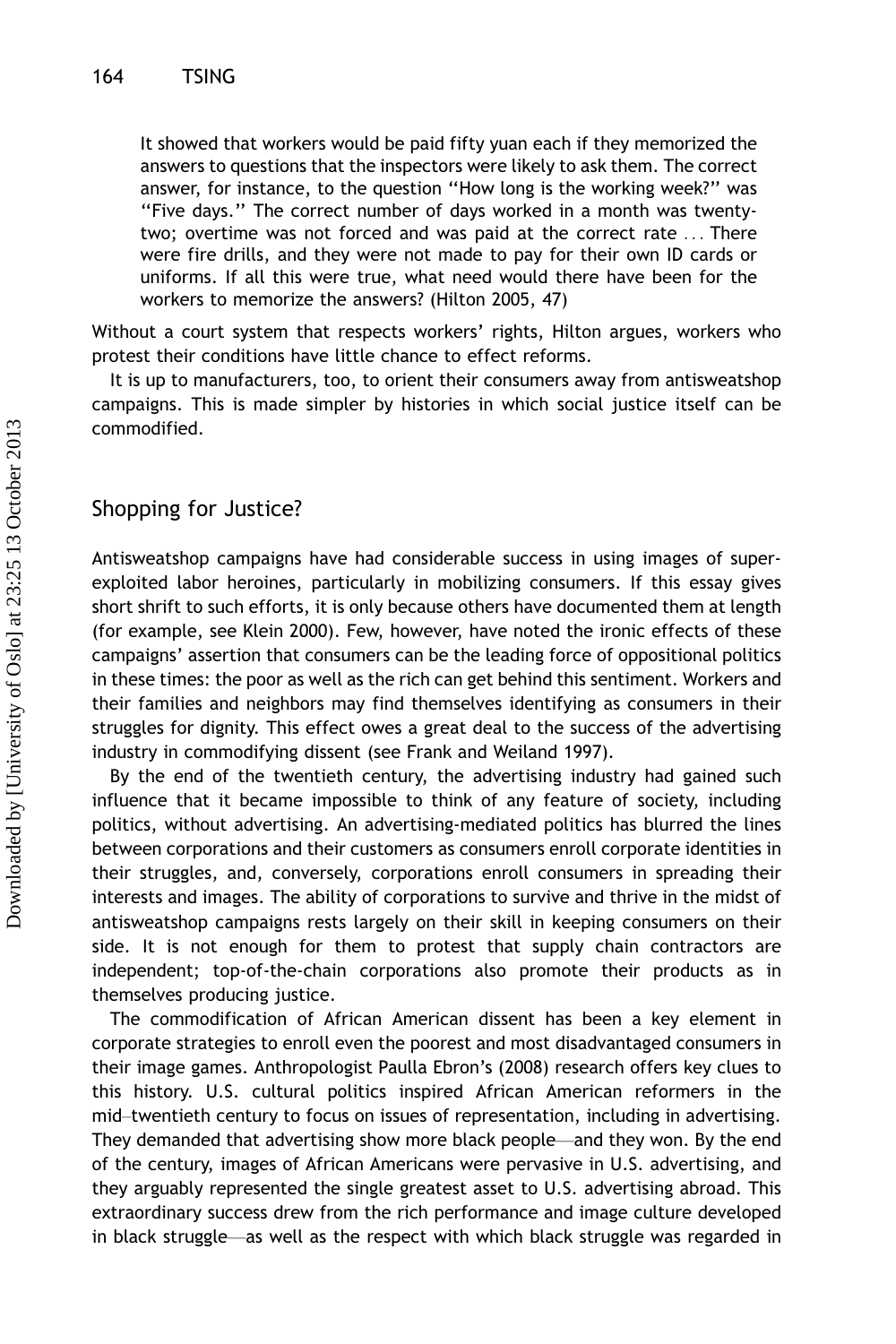> It showed that workers would be paid fifty yuan each if they memorized the answers to questions that the inspectors were likely to ask them. The correct answer, for instance, to the question "How long is the working week?" was "Five days." The correct number of days worked in a month was twenty-two; overtime was not forced and was paid at the correct rate ... There were fire drills, and they were not made to pay for their own ID cards or uniforms. If all this were true, what need would there have been for the workers to memorize the answers? (Hilton 2005, 47)

Without a court system that respects workers' rights, Hilton argues, workers who protest their conditions have little chance to effect reforms.

It is up to manufacturers, too, to orient their consumers away from antisweatshop campaigns. This is made simpler by histories in which social justice itself can be commodified.

## Shopping for Justice?

Antisweatshop campaigns have had considerable success in using images of super-exploited labor heroines, particularly in mobilizing consumers. If this essay gives short shrift to such efforts, it is only because others have documented them at length (for example, see Klein 2000). Few, however, have noted the ironic effects of these campaigns' assertion that consumers can be the leading force of oppositional politics in these times: the poor as well as the rich can get behind this sentiment. Workers and their families and neighbors may find themselves identifying as consumers in their struggles for dignity. This effect owes a great deal to the success of the advertising industry in commodifying dissent (see Frank and Weiland 1997).

By the end of the twentieth century, the advertising industry had gained such influence that it became impossible to think of any feature of society, including politics, without advertising. An advertising-mediated politics has blurred the lines between corporations and their customers as consumers enroll corporate identities in their struggles, and, conversely, corporations enroll consumers in spreading their interests and images. The ability of corporations to survive and thrive in the midst of antisweatshop campaigns rests largely on their skill in keeping consumers on their side. It is not enough for them to protest that supply chain contractors are independent; top-of-the-chain corporations also promote their products as in themselves producing justice.

The commodification of African American dissent has been a key element in corporate strategies to enroll even the poorest and most disadvantaged consumers in their image games. Anthropologist Paulla Ebron's (2008) research offers key clues to this history. U.S. cultural politics inspired African American reformers in the mid–twentieth century to focus on issues of representation, including in advertising. They demanded that advertising show more black people—and they won. By the end of the century, images of African Americans were pervasive in U.S. advertising, and they arguably represented the single greatest asset to U.S. advertising abroad. This extraordinary success drew from the rich performance and image culture developed in black struggle—as well as the respect with which black struggle was regarded in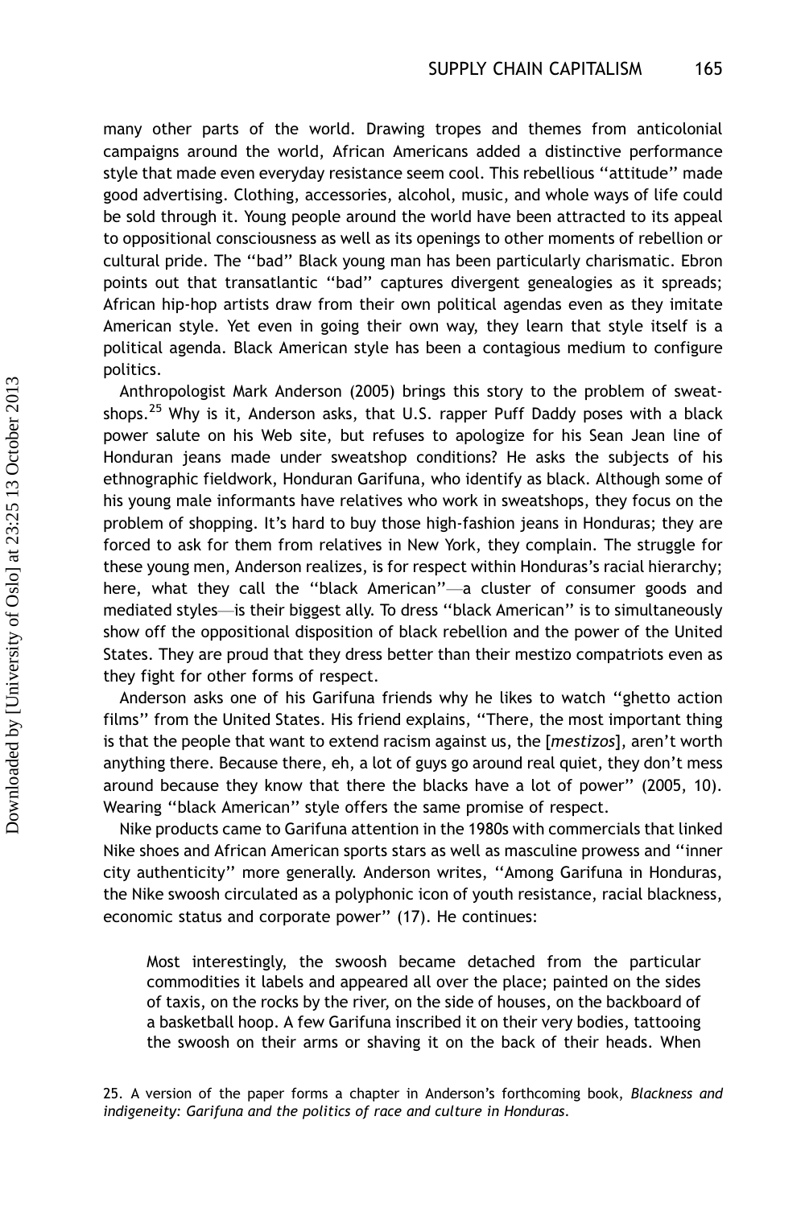many other parts of the world. Drawing tropes and themes from anticolonial campaigns around the world, African Americans added a distinctive performance style that made even everyday resistance seem cool. This rebellious ''attitude'' made good advertising. Clothing, accessories, alcohol, music, and whole ways of life could be sold through it. Young people around the world have been attracted to its appeal to oppositional consciousness as well as its openings to other moments of rebellion or cultural pride. The ''bad'' Black young man has been particularly charismatic. Ebron points out that transatlantic ''bad'' captures divergent genealogies as it spreads; African hip-hop artists draw from their own political agendas even as they imitate American style. Yet even in going their own way, they learn that style itself is a political agenda. Black American style has been a contagious medium to configure politics.

Anthropologist Mark Anderson (2005) brings this story to the problem of sweatshops.[25] Why is it, Anderson asks, that U.S. rapper Puff Daddy poses with a black power salute on his Web site, but refuses to apologize for his Sean Jean line of Honduran jeans made under sweatshop conditions? He asks the subjects of his ethnographic fieldwork, Honduran Garifuna, who identify as black. Although some of his young male informants have relatives who work in sweatshops, they focus on the problem of shopping. It's hard to buy those high-fashion jeans in Honduras; they are forced to ask for them from relatives in New York, they complain. The struggle for these young men, Anderson realizes, is for respect within Honduras's racial hierarchy; here, what they call the ''black American''—a cluster of consumer goods and mediated styles—is their biggest ally. To dress ''black American'' is to simultaneously show off the oppositional disposition of black rebellion and the power of the United States. They are proud that they dress better than their mestizo compatriots even as they fight for other forms of respect.

Anderson asks one of his Garifuna friends why he likes to watch ''ghetto action films'' from the United States. His friend explains, ''There, the most important thing is that the people that want to extend racism against us, the [*mestizos*], aren't worth anything there. Because there, eh, a lot of guys go around real quiet, they don't mess around because they know that there the blacks have a lot of power'' (2005, 10). Wearing ''black American'' style offers the same promise of respect.

Nike products came to Garifuna attention in the 1980s with commercials that linked Nike shoes and African American sports stars as well as masculine prowess and ''inner city authenticity'' more generally. Anderson writes, ''Among Garifuna in Honduras, the Nike swoosh circulated as a polyphonic icon of youth resistance, racial blackness, economic status and corporate power'' (17). He continues:

> Most interestingly, the swoosh became detached from the particular commodities it labels and appeared all over the place; painted on the sides of taxis, on the rocks by the river, on the side of houses, on the backboard of a basketball hoop. A few Garifuna inscribed it on their very bodies, tattooing the swoosh on their arms or shaving it on the back of their heads. When

25. A version of the paper forms a chapter in Anderson's forthcoming book, *Blackness and indigeneity: Garifuna and the politics of race and culture in Honduras*.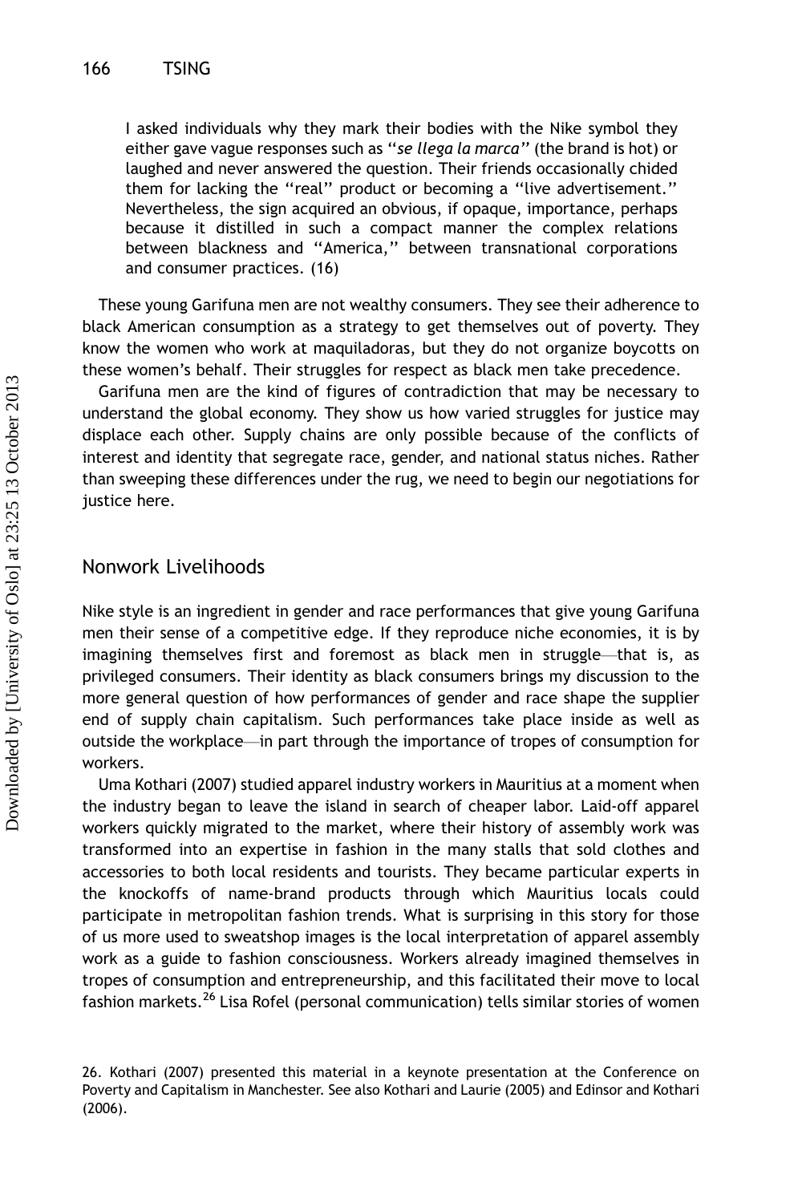I asked individuals why they mark their bodies with the Nike symbol they either gave vague responses such as "*se llega la marca*" (the brand is hot) or laughed and never answered the question. Their friends occasionally chided them for lacking the "real" product or becoming a "live advertisement." Nevertheless, the sign acquired an obvious, if opaque, importance, perhaps because it distilled in such a compact manner the complex relations between blackness and "America," between transnational corporations and consumer practices. (16)

These young Garifuna men are not wealthy consumers. They see their adherence to black American consumption as a strategy to get themselves out of poverty. They know the women who work at maquiladoras, but they do not organize boycotts on these women's behalf. Their struggles for respect as black men take precedence.

Garifuna men are the kind of figures of contradiction that may be necessary to understand the global economy. They show us how varied struggles for justice may displace each other. Supply chains are only possible because of the conflicts of interest and identity that segregate race, gender, and national status niches. Rather than sweeping these differences under the rug, we need to begin our negotiations for justice here.

## Nonwork Livelihoods

Nike style is an ingredient in gender and race performances that give young Garifuna men their sense of a competitive edge. If they reproduce niche economies, it is by imagining themselves first and foremost as black men in struggle—that is, as privileged consumers. Their identity as black consumers brings my discussion to the more general question of how performances of gender and race shape the supplier end of supply chain capitalism. Such performances take place inside as well as outside the workplace—in part through the importance of tropes of consumption for workers.

Uma Kothari (2007) studied apparel industry workers in Mauritius at a moment when the industry began to leave the island in search of cheaper labor. Laid-off apparel workers quickly migrated to the market, where their history of assembly work was transformed into an expertise in fashion in the many stalls that sold clothes and accessories to both local residents and tourists. They became particular experts in the knockoffs of name-brand products through which Mauritius locals could participate in metropolitan fashion trends. What is surprising in this story for those of us more used to sweatshop images is the local interpretation of apparel assembly work as a guide to fashion consciousness. Workers already imagined themselves in tropes of consumption and entrepreneurship, and this facilitated their move to local fashion markets.[26] Lisa Rofel (personal communication) tells similar stories of women

26. Kothari (2007) presented this material in a keynote presentation at the Conference on Poverty and Capitalism in Manchester. See also Kothari and Laurie (2005) and Edinsor and Kothari (2006).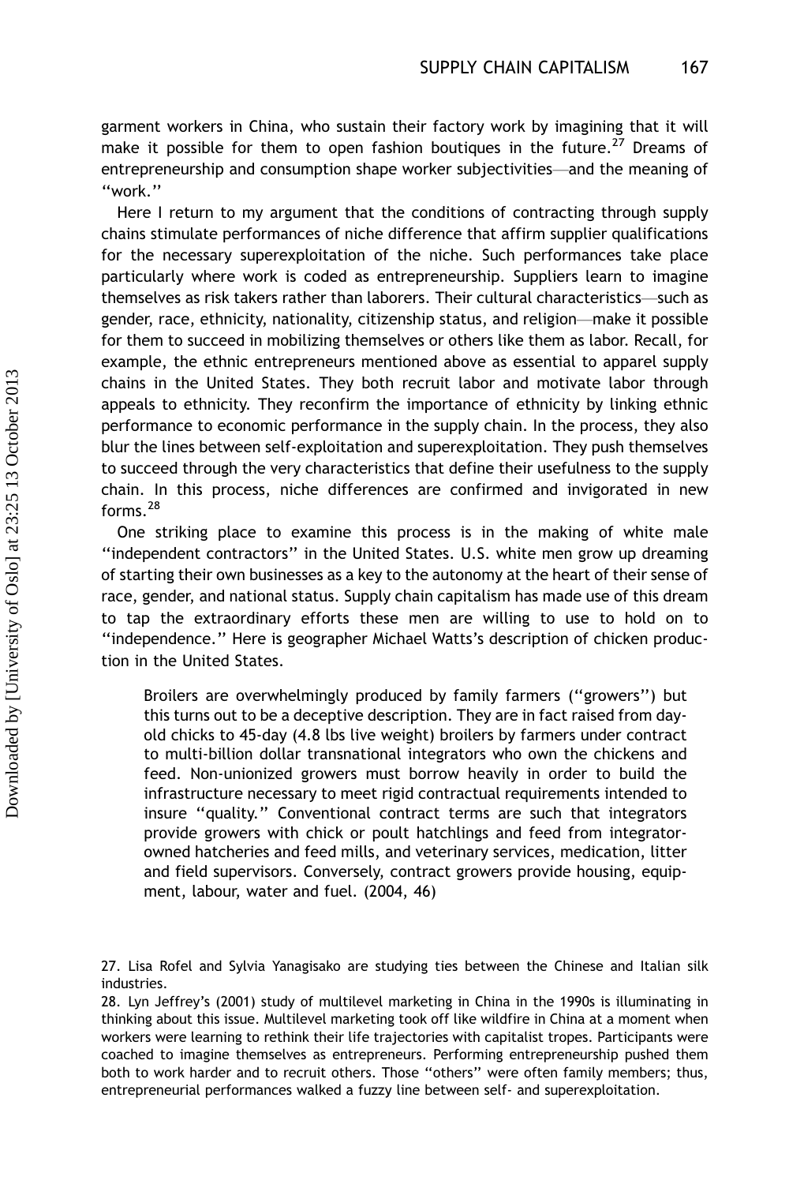garment workers in China, who sustain their factory work by imagining that it will make it possible for them to open fashion boutiques in the future.[27] Dreams of entrepreneurship and consumption shape worker subjectivities—and the meaning of "work."

Here I return to my argument that the conditions of contracting through supply chains stimulate performances of niche difference that affirm supplier qualifications for the necessary superexploitation of the niche. Such performances take place particularly where work is coded as entrepreneurship. Suppliers learn to imagine themselves as risk takers rather than laborers. Their cultural characteristics—such as gender, race, ethnicity, nationality, citizenship status, and religion—make it possible for them to succeed in mobilizing themselves or others like them as labor. Recall, for example, the ethnic entrepreneurs mentioned above as essential to apparel supply chains in the United States. They both recruit labor and motivate labor through appeals to ethnicity. They reconfirm the importance of ethnicity by linking ethnic performance to economic performance in the supply chain. In the process, they also blur the lines between self-exploitation and superexploitation. They push themselves to succeed through the very characteristics that define their usefulness to the supply chain. In this process, niche differences are confirmed and invigorated in new forms.[28]

One striking place to examine this process is in the making of white male "independent contractors" in the United States. U.S. white men grow up dreaming of starting their own businesses as a key to the autonomy at the heart of their sense of race, gender, and national status. Supply chain capitalism has made use of this dream to tap the extraordinary efforts these men are willing to use to hold on to "independence." Here is geographer Michael Watts's description of chicken production in the United States.

> Broilers are overwhelmingly produced by family farmers ("growers") but this turns out to be a deceptive description. They are in fact raised from day-old chicks to 45-day (4.8 lbs live weight) broilers by farmers under contract to multi-billion dollar transnational integrators who own the chickens and feed. Non-unionized growers must borrow heavily in order to build the infrastructure necessary to meet rigid contractual requirements intended to insure "quality." Conventional contract terms are such that integrators provide growers with chick or poult hatchlings and feed from integrator-owned hatcheries and feed mills, and veterinary services, medication, litter and field supervisors. Conversely, contract growers provide housing, equipment, labour, water and fuel. (2004, 46)

27. Lisa Rofel and Sylvia Yanagisako are studying ties between the Chinese and Italian silk industries.

28. Lyn Jeffrey's (2001) study of multilevel marketing in China in the 1990s is illuminating in thinking about this issue. Multilevel marketing took off like wildfire in China at a moment when workers were learning to rethink their life trajectories with capitalist tropes. Participants were coached to imagine themselves as entrepreneurs. Performing entrepreneurship pushed them both to work harder and to recruit others. Those "others" were often family members; thus, entrepreneurial performances walked a fuzzy line between self- and superexploitation.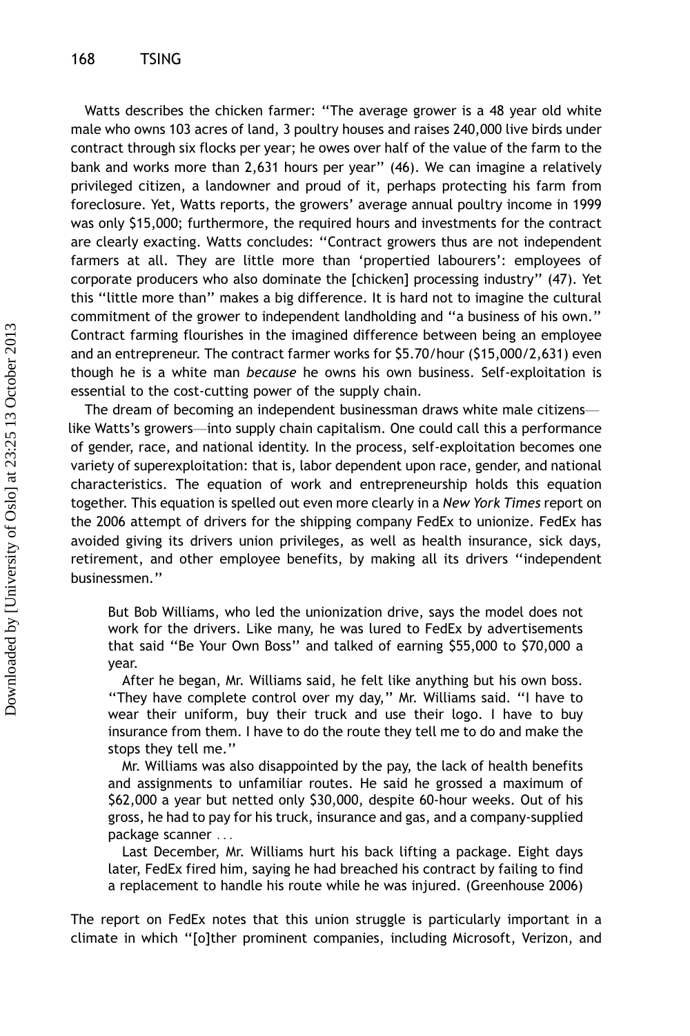Watts describes the chicken farmer: "The average grower is a 48 year old white male who owns 103 acres of land, 3 poultry houses and raises 240,000 live birds under contract through six flocks per year; he owes over half of the value of the farm to the bank and works more than 2,631 hours per year" (46). We can imagine a relatively privileged citizen, a landowner and proud of it, perhaps protecting his farm from foreclosure. Yet, Watts reports, the growers' average annual poultry income in 1999 was only $15,000; furthermore, the required hours and investments for the contract are clearly exacting. Watts concludes: "Contract growers thus are not independent farmers at all. They are little more than 'propertied labourers': employees of corporate producers who also dominate the [chicken] processing industry" (47). Yet this "little more than" makes a big difference. It is hard not to imagine the cultural commitment of the grower to independent landholding and "a business of his own." Contract farming flourishes in the imagined difference between being an employee and an entrepreneur. The contract farmer works for $5.70/hour ($15,000/2,631) even though he is a white man *because* he owns his own business. Self-exploitation is essential to the cost-cutting power of the supply chain.

The dream of becoming an independent businessman draws white male citizens—like Watts's growers—into supply chain capitalism. One could call this a performance of gender, race, and national identity. In the process, self-exploitation becomes one variety of superexploitation: that is, labor dependent upon race, gender, and national characteristics. The equation of work and entrepreneurship holds this equation together. This equation is spelled out even more clearly in a *New York Times* report on the 2006 attempt of drivers for the shipping company FedEx to unionize. FedEx has avoided giving its drivers union privileges, as well as health insurance, sick days, retirement, and other employee benefits, by making all its drivers "independent businessmen."

> But Bob Williams, who led the unionization drive, says the model does not work for the drivers. Like many, he was lured to FedEx by advertisements that said "Be Your Own Boss" and talked of earning $55,000 to $70,000 a year.
>
> After he began, Mr. Williams said, he felt like anything but his own boss. "They have complete control over my day," Mr. Williams said. "I have to wear their uniform, buy their truck and use their logo. I have to buy insurance from them. I have to do the route they tell me to do and make the stops they tell me."
>
> Mr. Williams was also disappointed by the pay, the lack of health benefits and assignments to unfamiliar routes. He said he grossed a maximum of $62,000 a year but netted only $30,000, despite 60-hour weeks. Out of his gross, he had to pay for his truck, insurance and gas, and a company-supplied package scanner ...
>
> Last December, Mr. Williams hurt his back lifting a package. Eight days later, FedEx fired him, saying he had breached his contract by failing to find a replacement to handle his route while he was injured. (Greenhouse 2006)

The report on FedEx notes that this union struggle is particularly important in a climate in which "[o]ther prominent companies, including Microsoft, Verizon, and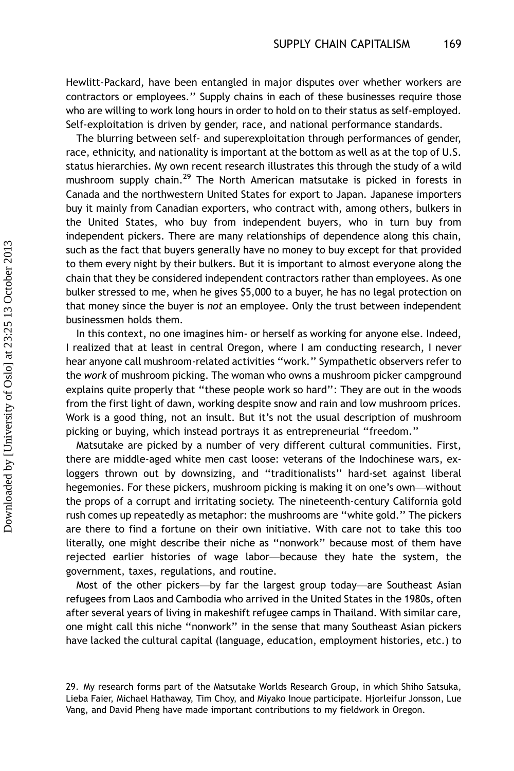Hewlitt-Packard, have been entangled in major disputes over whether workers are contractors or employees." Supply chains in each of these businesses require those who are willing to work long hours in order to hold on to their status as self-employed. Self-exploitation is driven by gender, race, and national performance standards.

The blurring between self- and superexploitation through performances of gender, race, ethnicity, and nationality is important at the bottom as well as at the top of U.S. status hierarchies. My own recent research illustrates this through the study of a wild mushroom supply chain.[29] The North American matsutake is picked in forests in Canada and the northwestern United States for export to Japan. Japanese importers buy it mainly from Canadian exporters, who contract with, among others, bulkers in the United States, who buy from independent buyers, who in turn buy from independent pickers. There are many relationships of dependence along this chain, such as the fact that buyers generally have no money to buy except for that provided to them every night by their bulkers. But it is important to almost everyone along the chain that they be considered independent contractors rather than employees. As one bulker stressed to me, when he gives $5,000 to a buyer, he has no legal protection on that money since the buyer is *not* an employee. Only the trust between independent businessmen holds them.

In this context, no one imagines him- or herself as working for anyone else. Indeed, I realized that at least in central Oregon, where I am conducting research, I never hear anyone call mushroom-related activities "work." Sympathetic observers refer to the *work* of mushroom picking. The woman who owns a mushroom picker campground explains quite properly that "these people work so hard": They are out in the woods from the first light of dawn, working despite snow and rain and low mushroom prices. Work is a good thing, not an insult. But it's not the usual description of mushroom picking or buying, which instead portrays it as entrepreneurial "freedom."

Matsutake are picked by a number of very different cultural communities. First, there are middle-aged white men cast loose: veterans of the Indochinese wars, ex-loggers thrown out by downsizing, and "traditionalists" hard-set against liberal hegemonies. For these pickers, mushroom picking is making it on one's own—without the props of a corrupt and irritating society. The nineteenth-century California gold rush comes up repeatedly as metaphor: the mushrooms are "white gold." The pickers are there to find a fortune on their own initiative. With care not to take this too literally, one might describe their niche as "nonwork" because most of them have rejected earlier histories of wage labor—because they hate the system, the government, taxes, regulations, and routine.

Most of the other pickers—by far the largest group today—are Southeast Asian refugees from Laos and Cambodia who arrived in the United States in the 1980s, often after several years of living in makeshift refugee camps in Thailand. With similar care, one might call this niche "nonwork" in the sense that many Southeast Asian pickers have lacked the cultural capital (language, education, employment histories, etc.) to

29. My research forms part of the Matsutake Worlds Research Group, in which Shiho Satsuka, Lieba Faier, Michael Hathaway, Tim Choy, and Miyako Inoue participate. Hjorleifur Jonsson, Lue Vang, and David Pheng have made important contributions to my fieldwork in Oregon.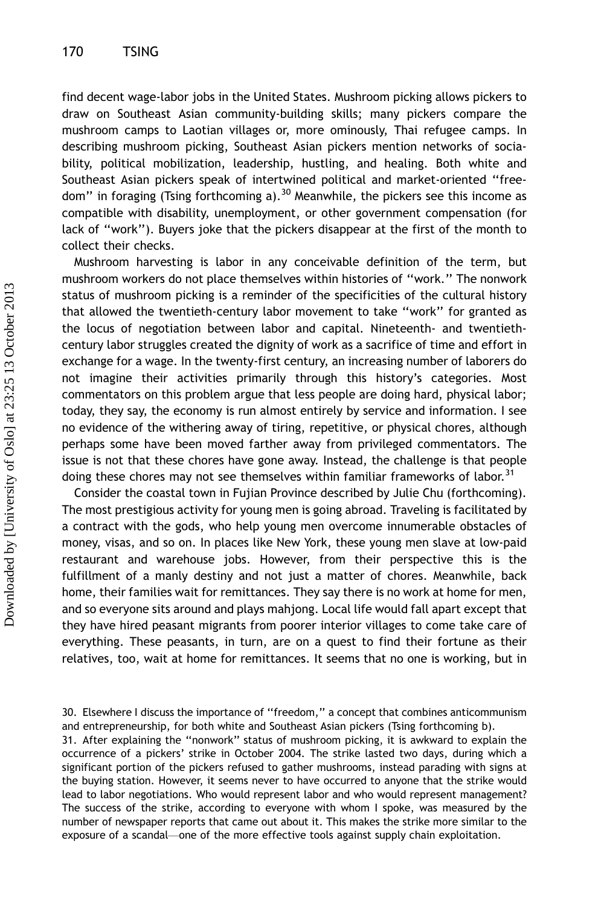find decent wage-labor jobs in the United States. Mushroom picking allows pickers to draw on Southeast Asian community-building skills; many pickers compare the mushroom camps to Laotian villages or, more ominously, Thai refugee camps. In describing mushroom picking, Southeast Asian pickers mention networks of sociability, political mobilization, leadership, hustling, and healing. Both white and Southeast Asian pickers speak of intertwined political and market-oriented ''freedom'' in foraging (Tsing forthcoming a).[30] Meanwhile, the pickers see this income as compatible with disability, unemployment, or other government compensation (for lack of ''work''). Buyers joke that the pickers disappear at the first of the month to collect their checks.

Mushroom harvesting is labor in any conceivable definition of the term, but mushroom workers do not place themselves within histories of ''work.'' The nonwork status of mushroom picking is a reminder of the specificities of the cultural history that allowed the twentieth-century labor movement to take ''work'' for granted as the locus of negotiation between labor and capital. Nineteenth- and twentieth-century labor struggles created the dignity of work as a sacrifice of time and effort in exchange for a wage. In the twenty-first century, an increasing number of laborers do not imagine their activities primarily through this history's categories. Most commentators on this problem argue that less people are doing hard, physical labor; today, they say, the economy is run almost entirely by service and information. I see no evidence of the withering away of tiring, repetitive, or physical chores, although perhaps some have been moved farther away from privileged commentators. The issue is not that these chores have gone away. Instead, the challenge is that people doing these chores may not see themselves within familiar frameworks of labor.[31]

Consider the coastal town in Fujian Province described by Julie Chu (forthcoming). The most prestigious activity for young men is going abroad. Traveling is facilitated by a contract with the gods, who help young men overcome innumerable obstacles of money, visas, and so on. In places like New York, these young men slave at low-paid restaurant and warehouse jobs. However, from their perspective this is the fulfillment of a manly destiny and not just a matter of chores. Meanwhile, back home, their families wait for remittances. They say there is no work at home for men, and so everyone sits around and plays mahjong. Local life would fall apart except that they have hired peasant migrants from poorer interior villages to come take care of everything. These peasants, in turn, are on a quest to find their fortune as their relatives, too, wait at home for remittances. It seems that no one is working, but in

30. Elsewhere I discuss the importance of ''freedom,'' a concept that combines anticommunism and entrepreneurship, for both white and Southeast Asian pickers (Tsing forthcoming b).

31. After explaining the ''nonwork'' status of mushroom picking, it is awkward to explain the occurrence of a pickers' strike in October 2004. The strike lasted two days, during which a significant portion of the pickers refused to gather mushrooms, instead parading with signs at the buying station. However, it seems never to have occurred to anyone that the strike would lead to labor negotiations. Who would represent labor and who would represent management? The success of the strike, according to everyone with whom I spoke, was measured by the number of newspaper reports that came out about it. This makes the strike more similar to the exposure of a scandal—one of the more effective tools against supply chain exploitation.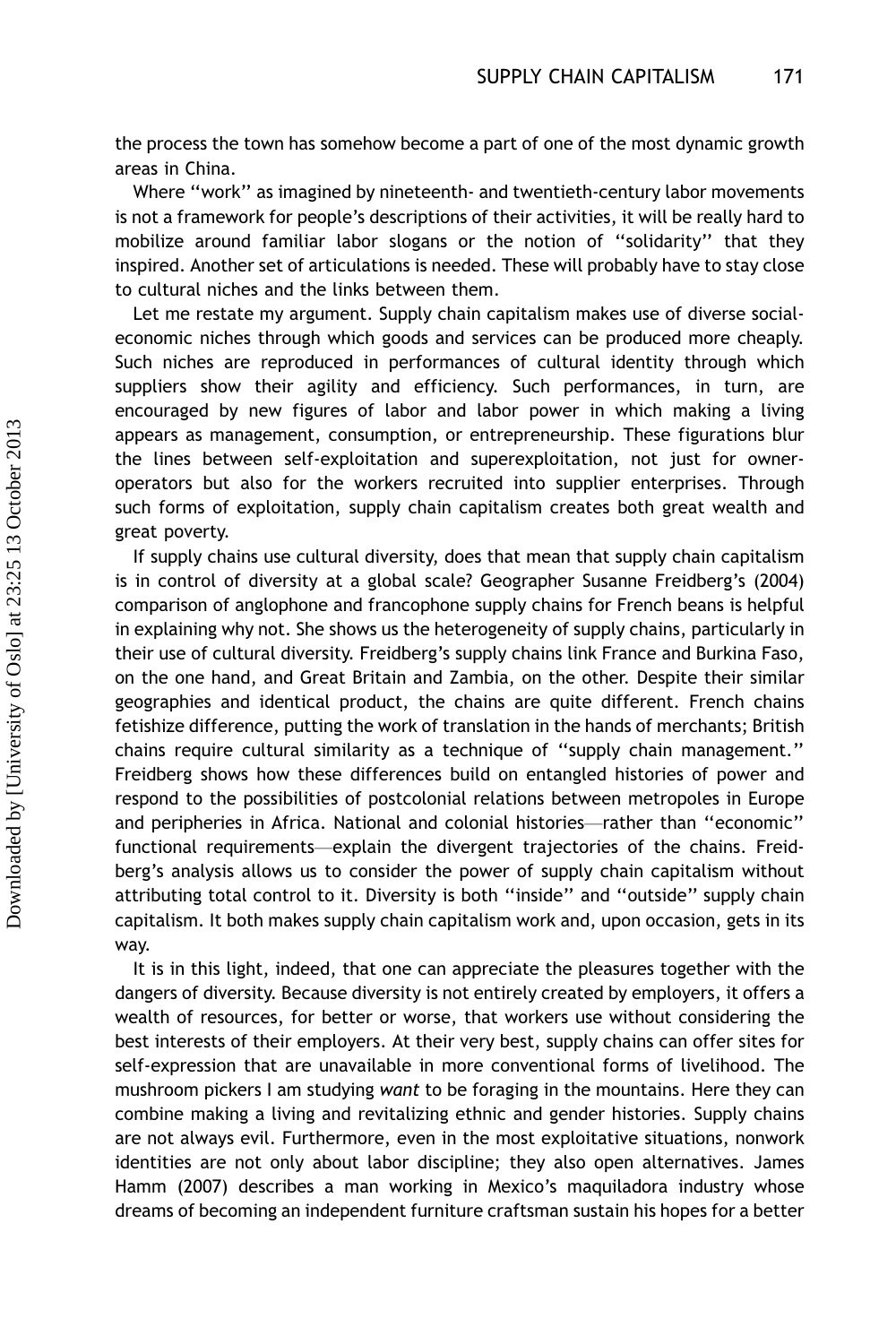the process the town has somehow become a part of one of the most dynamic growth areas in China.

Where "work" as imagined by nineteenth- and twentieth-century labor movements is not a framework for people's descriptions of their activities, it will be really hard to mobilize around familiar labor slogans or the notion of "solidarity" that they inspired. Another set of articulations is needed. These will probably have to stay close to cultural niches and the links between them.

Let me restate my argument. Supply chain capitalism makes use of diverse social-economic niches through which goods and services can be produced more cheaply. Such niches are reproduced in performances of cultural identity through which suppliers show their agility and efficiency. Such performances, in turn, are encouraged by new figures of labor and labor power in which making a living appears as management, consumption, or entrepreneurship. These figurations blur the lines between self-exploitation and superexploitation, not just for owner-operators but also for the workers recruited into supplier enterprises. Through such forms of exploitation, supply chain capitalism creates both great wealth and great poverty.

If supply chains use cultural diversity, does that mean that supply chain capitalism is in control of diversity at a global scale? Geographer Susanne Freidberg's (2004) comparison of anglophone and francophone supply chains for French beans is helpful in explaining why not. She shows us the heterogeneity of supply chains, particularly in their use of cultural diversity. Freidberg's supply chains link France and Burkina Faso, on the one hand, and Great Britain and Zambia, on the other. Despite their similar geographies and identical product, the chains are quite different. French chains fetishize difference, putting the work of translation in the hands of merchants; British chains require cultural similarity as a technique of "supply chain management." Freidberg shows how these differences build on entangled histories of power and respond to the possibilities of postcolonial relations between metropoles in Europe and peripheries in Africa. National and colonial histories—rather than "economic" functional requirements—explain the divergent trajectories of the chains. Freidberg's analysis allows us to consider the power of supply chain capitalism without attributing total control to it. Diversity is both "inside" and "outside" supply chain capitalism. It both makes supply chain capitalism work and, upon occasion, gets in its way.

It is in this light, indeed, that one can appreciate the pleasures together with the dangers of diversity. Because diversity is not entirely created by employers, it offers a wealth of resources, for better or worse, that workers use without considering the best interests of their employers. At their very best, supply chains can offer sites for self-expression that are unavailable in more conventional forms of livelihood. The mushroom pickers I am studying *want* to be foraging in the mountains. Here they can combine making a living and revitalizing ethnic and gender histories. Supply chains are not always evil. Furthermore, even in the most exploitative situations, nonwork identities are not only about labor discipline; they also open alternatives. James Hamm (2007) describes a man working in Mexico's maquiladora industry whose dreams of becoming an independent furniture craftsman sustain his hopes for a better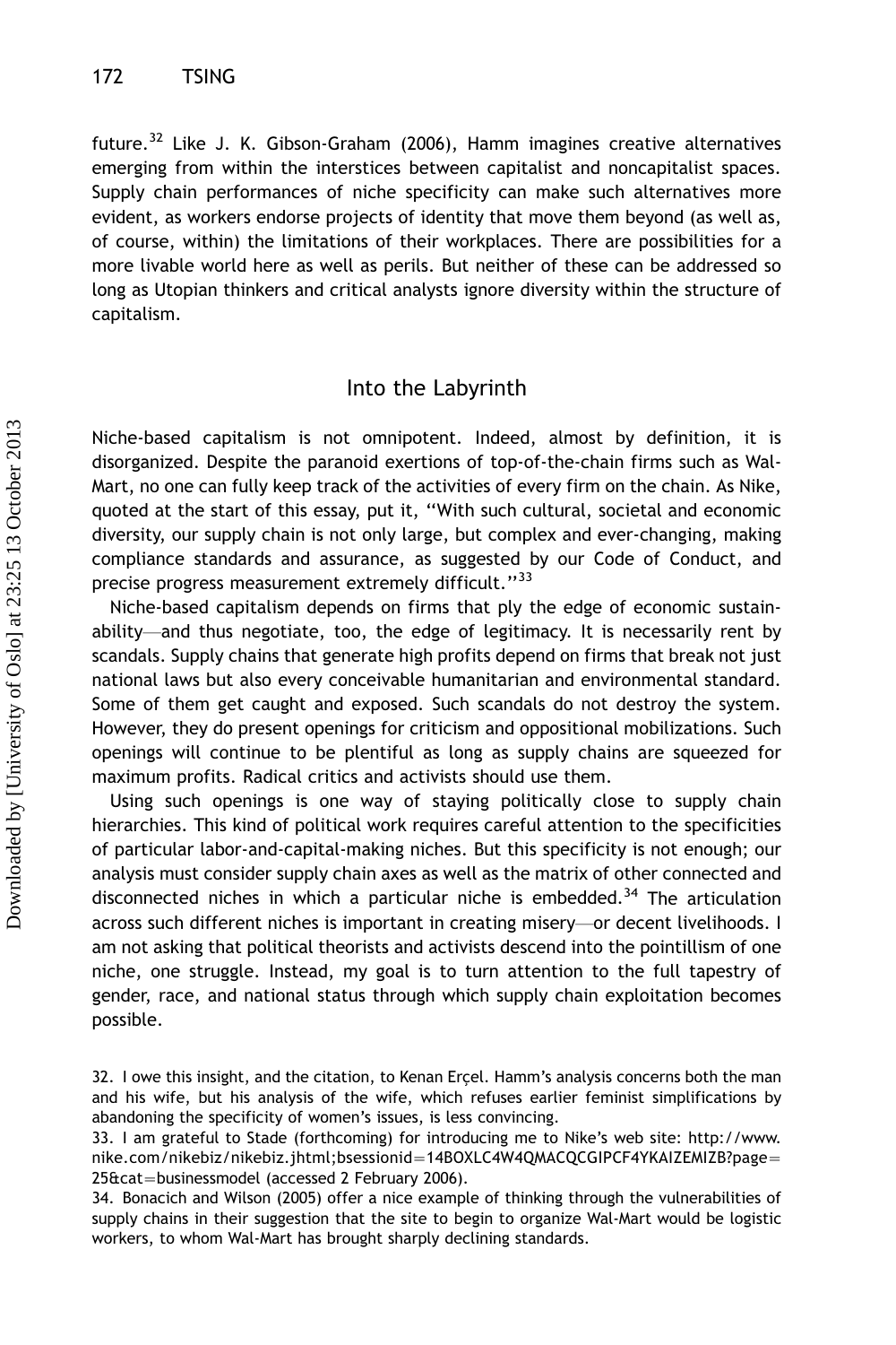future.[32] Like J. K. Gibson-Graham (2006), Hamm imagines creative alternatives emerging from within the interstices between capitalist and noncapitalist spaces. Supply chain performances of niche specificity can make such alternatives more evident, as workers endorse projects of identity that move them beyond (as well as, of course, within) the limitations of their workplaces. There are possibilities for a more livable world here as well as perils. But neither of these can be addressed so long as Utopian thinkers and critical analysts ignore diversity within the structure of capitalism.

## Into the Labyrinth

Niche-based capitalism is not omnipotent. Indeed, almost by definition, it is disorganized. Despite the paranoid exertions of top-of-the-chain firms such as Wal-Mart, no one can fully keep track of the activities of every firm on the chain. As Nike, quoted at the start of this essay, put it, "With such cultural, societal and economic diversity, our supply chain is not only large, but complex and ever-changing, making compliance standards and assurance, as suggested by our Code of Conduct, and precise progress measurement extremely difficult."[33]

Niche-based capitalism depends on firms that ply the edge of economic sustainability—and thus negotiate, too, the edge of legitimacy. It is necessarily rent by scandals. Supply chains that generate high profits depend on firms that break not just national laws but also every conceivable humanitarian and environmental standard. Some of them get caught and exposed. Such scandals do not destroy the system. However, they do present openings for criticism and oppositional mobilizations. Such openings will continue to be plentiful as long as supply chains are squeezed for maximum profits. Radical critics and activists should use them.

Using such openings is one way of staying politically close to supply chain hierarchies. This kind of political work requires careful attention to the specificities of particular labor-and-capital-making niches. But this specificity is not enough; our analysis must consider supply chain axes as well as the matrix of other connected and disconnected niches in which a particular niche is embedded.[34] The articulation across such different niches is important in creating misery—or decent livelihoods. I am not asking that political theorists and activists descend into the pointillism of one niche, one struggle. Instead, my goal is to turn attention to the full tapestry of gender, race, and national status through which supply chain exploitation becomes possible.

32. I owe this insight, and the citation, to Kenan Erçel. Hamm's analysis concerns both the man and his wife, but his analysis of the wife, which refuses earlier feminist simplifications by abandoning the specificity of women's issues, is less convincing.

33. I am grateful to Stade (forthcoming) for introducing me to Nike's web site: http://www.nike.com/nikebiz/nikebiz.jhtml;bsessionid=14BOXLC4W4QMACQCGIPCF4YKAIZEMIZB?page=25&cat=businessmodel (accessed 2 February 2006).

34. Bonacich and Wilson (2005) offer a nice example of thinking through the vulnerabilities of supply chains in their suggestion that the site to begin to organize Wal-Mart would be logistic workers, to whom Wal-Mart has brought sharply declining standards.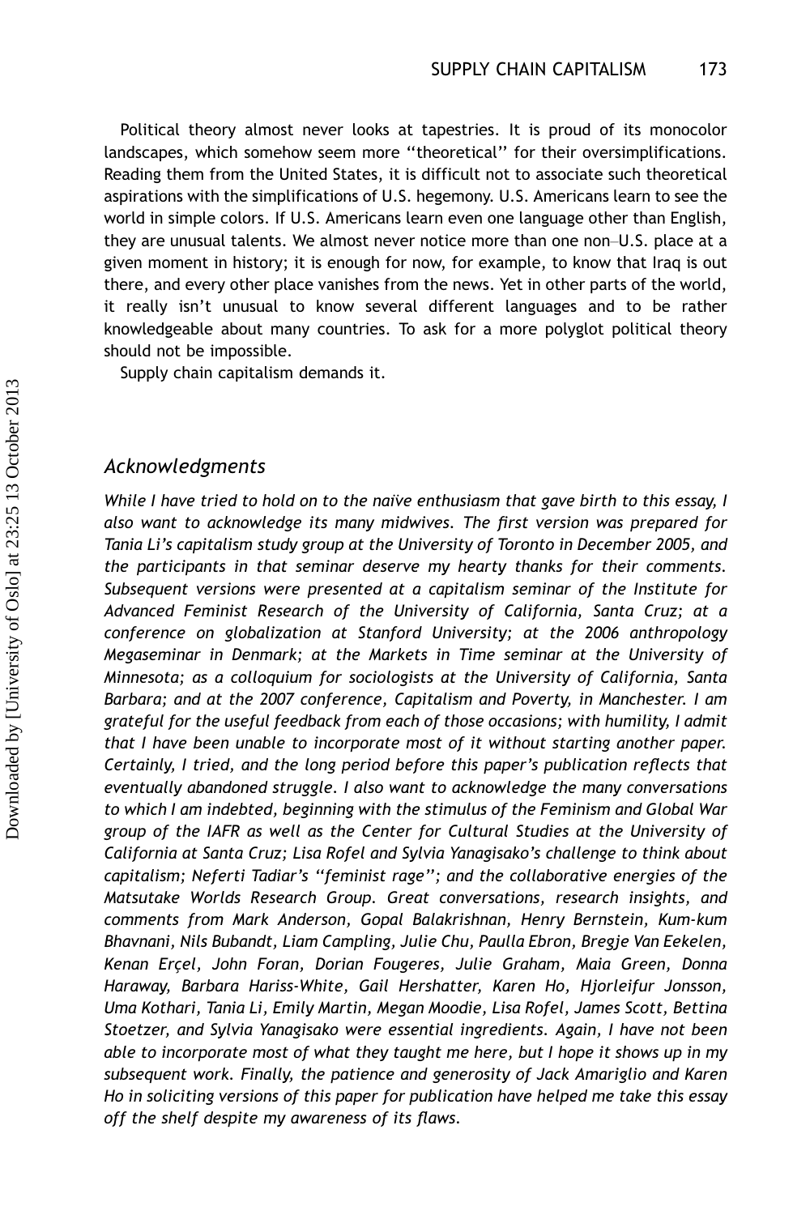Political theory almost never looks at tapestries. It is proud of its monocolor landscapes, which somehow seem more "theoretical" for their oversimplifications. Reading them from the United States, it is difficult not to associate such theoretical aspirations with the simplifications of U.S. hegemony. U.S. Americans learn to see the world in simple colors. If U.S. Americans learn even one language other than English, they are unusual talents. We almost never notice more than one non–U.S. place at a given moment in history; it is enough for now, for example, to know that Iraq is out there, and every other place vanishes from the news. Yet in other parts of the world, it really isn't unusual to know several different languages and to be rather knowledgeable about many countries. To ask for a more polyglot political theory should not be impossible.

Supply chain capitalism demands it.

## Acknowledgments

*While I have tried to hold on to the naïve enthusiasm that gave birth to this essay, I also want to acknowledge its many midwives. The first version was prepared for Tania Li's capitalism study group at the University of Toronto in December 2005, and the participants in that seminar deserve my hearty thanks for their comments. Subsequent versions were presented at a capitalism seminar of the Institute for Advanced Feminist Research of the University of California, Santa Cruz; at a conference on globalization at Stanford University; at the 2006 anthropology Megaseminar in Denmark; at the Markets in Time seminar at the University of Minnesota; as a colloquium for sociologists at the University of California, Santa Barbara; and at the 2007 conference, Capitalism and Poverty, in Manchester. I am grateful for the useful feedback from each of those occasions; with humility, I admit that I have been unable to incorporate most of it without starting another paper. Certainly, I tried, and the long period before this paper's publication reflects that eventually abandoned struggle. I also want to acknowledge the many conversations to which I am indebted, beginning with the stimulus of the Feminism and Global War group of the IAFR as well as the Center for Cultural Studies at the University of California at Santa Cruz; Lisa Rofel and Sylvia Yanagisako's challenge to think about capitalism; Neferti Tadiar's "feminist rage"; and the collaborative energies of the Matsutake Worlds Research Group. Great conversations, research insights, and comments from Mark Anderson, Gopal Balakrishnan, Henry Bernstein, Kum-kum Bhavnani, Nils Bubandt, Liam Campling, Julie Chu, Paulla Ebron, Bregje Van Eekelen, Kenan Erçel, John Foran, Dorian Fougeres, Julie Graham, Maia Green, Donna Haraway, Barbara Hariss-White, Gail Hershatter, Karen Ho, Hjorleifur Jonsson, Uma Kothari, Tania Li, Emily Martin, Megan Moodie, Lisa Rofel, James Scott, Bettina Stoetzer, and Sylvia Yanagisako were essential ingredients. Again, I have not been able to incorporate most of what they taught me here, but I hope it shows up in my subsequent work. Finally, the patience and generosity of Jack Amariglio and Karen Ho in soliciting versions of this paper for publication have helped me take this essay off the shelf despite my awareness of its flaws.*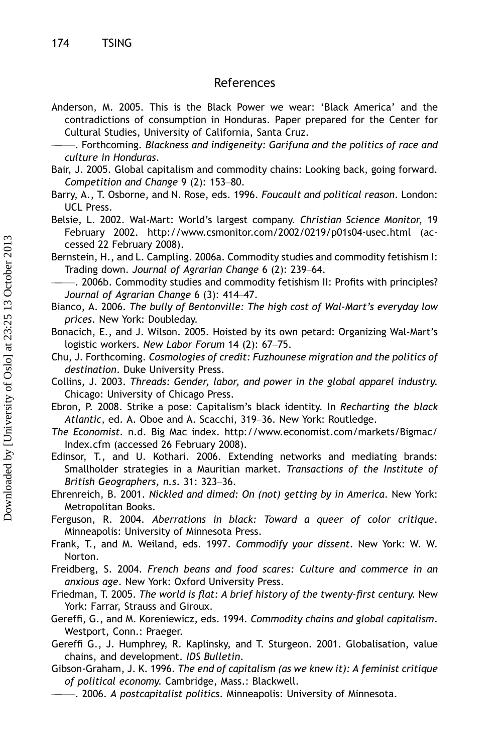## References

Anderson, M. 2005. This is the Black Power we wear: 'Black America' and the contradictions of consumption in Honduras. Paper prepared for the Center for Cultural Studies, University of California, Santa Cruz.

———. Forthcoming. *Blackness and indigeneity: Garifuna and the politics of race and culture in Honduras*.

Bair, J. 2005. Global capitalism and commodity chains: Looking back, going forward. *Competition and Change* 9 (2): 153–80.

Barry, A., T. Osborne, and N. Rose, eds. 1996. *Foucault and political reason*. London: UCL Press.

Belsie, L. 2002. Wal-Mart: World's largest company. *Christian Science Monitor*, 19 February 2002. http://www.csmonitor.com/2002/0219/p01s04-usec.html (accessed 22 February 2008).

Bernstein, H., and L. Campling. 2006a. Commodity studies and commodity fetishism I: Trading down. *Journal of Agrarian Change* 6 (2): 239–64.

———. 2006b. Commodity studies and commodity fetishism II: Profits with principles? *Journal of Agrarian Change* 6 (3): 414–47.

Bianco, A. 2006. *The bully of Bentonville: The high cost of Wal-Mart's everyday low prices*. New York: Doubleday.

Bonacich, E., and J. Wilson. 2005. Hoisted by its own petard: Organizing Wal-Mart's logistic workers. *New Labor Forum* 14 (2): 67–75.

Chu, J. Forthcoming. *Cosmologies of credit: Fuzhounese migration and the politics of destination*. Duke University Press.

Collins, J. 2003. *Threads: Gender, labor, and power in the global apparel industry.* Chicago: University of Chicago Press.

Ebron, P. 2008. Strike a pose: Capitalism's black identity. In *Recharting the black Atlantic*, ed. A. Oboe and A. Scacchi, 319–36. New York: Routledge.

*The Economist*. n.d. Big Mac index. http://www.economist.com/markets/Bigmac/Index.cfm (accessed 26 February 2008).

Edinsor, T., and U. Kothari. 2006. Extending networks and mediating brands: Smallholder strategies in a Mauritian market. *Transactions of the Institute of British Geographers, n.s.* 31: 323–36.

Ehrenreich, B. 2001. *Nickled and dimed: On (not) getting by in America*. New York: Metropolitan Books.

Ferguson, R. 2004. *Aberrations in black: Toward a queer of color critique*. Minneapolis: University of Minnesota Press.

Frank, T., and M. Weiland, eds. 1997. *Commodify your dissent*. New York: W. W. Norton.

Freidberg, S. 2004. *French beans and food scares: Culture and commerce in an anxious age*. New York: Oxford University Press.

Friedman, T. 2005. *The world is flat: A brief history of the twenty-first century.* New York: Farrar, Strauss and Giroux.

Gereffi, G., and M. Koreniewicz, eds. 1994. *Commodity chains and global capitalism*. Westport, Conn.: Praeger.

Gereffi G., J. Humphrey, R. Kaplinsky, and T. Sturgeon. 2001. Globalisation, value chains, and development. *IDS Bulletin*.

Gibson-Graham, J. K. 1996. *The end of capitalism (as we knew it): A feminist critique of political economy.* Cambridge, Mass.: Blackwell.

———. 2006. *A postcapitalist politics*. Minneapolis: University of Minnesota.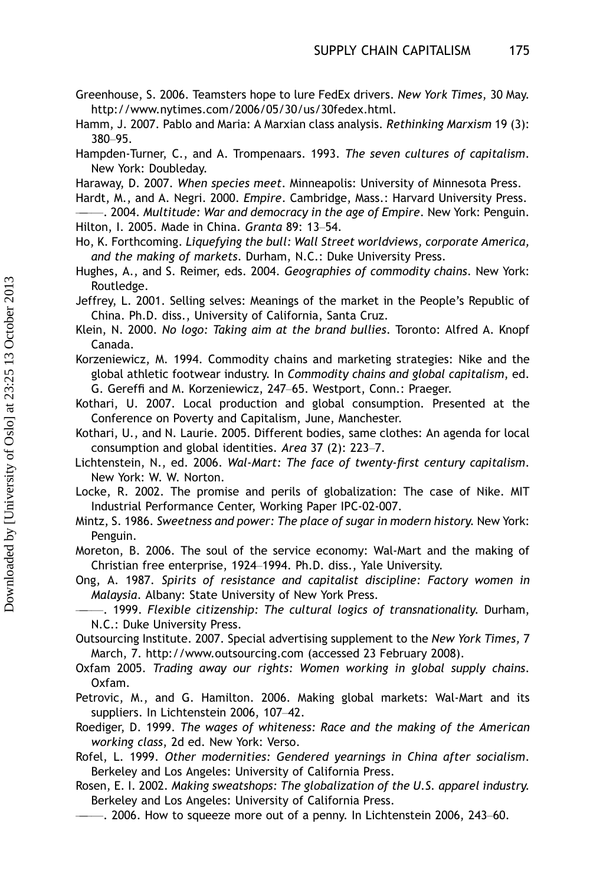Greenhouse, S. 2006. Teamsters hope to lure FedEx drivers. *New York Times*, 30 May. http://www.nytimes.com/2006/05/30/us/30fedex.html.

Hamm, J. 2007. Pablo and Maria: A Marxian class analysis. *Rethinking Marxism* 19 (3): 380–95.

Hampden-Turner, C., and A. Trompenaars. 1993. *The seven cultures of capitalism*. New York: Doubleday.

Haraway, D. 2007. *When species meet*. Minneapolis: University of Minnesota Press.

Hardt, M., and A. Negri. 2000. *Empire*. Cambridge, Mass.: Harvard University Press.

———. 2004. *Multitude: War and democracy in the age of Empire*. New York: Penguin.

Hilton, I. 2005. Made in China. *Granta* 89: 13–54.

Ho, K. Forthcoming. *Liquefying the bull: Wall Street worldviews, corporate America, and the making of markets*. Durham, N.C.: Duke University Press.

Hughes, A., and S. Reimer, eds. 2004. *Geographies of commodity chains*. New York: Routledge.

Jeffrey, L. 2001. Selling selves: Meanings of the market in the People's Republic of China. Ph.D. diss., University of California, Santa Cruz.

Klein, N. 2000. *No logo: Taking aim at the brand bullies*. Toronto: Alfred A. Knopf Canada.

Korzeniewicz, M. 1994. Commodity chains and marketing strategies: Nike and the global athletic footwear industry. In *Commodity chains and global capitalism*, ed. G. Gereffi and M. Korzeniewicz, 247–65. Westport, Conn.: Praeger.

Kothari, U. 2007. Local production and global consumption. Presented at the Conference on Poverty and Capitalism, June, Manchester.

Kothari, U., and N. Laurie. 2005. Different bodies, same clothes: An agenda for local consumption and global identities. *Area* 37 (2): 223–7.

Lichtenstein, N., ed. 2006. *Wal-Mart: The face of twenty-first century capitalism*. New York: W. W. Norton.

Locke, R. 2002. The promise and perils of globalization: The case of Nike. MIT Industrial Performance Center, Working Paper IPC-02-007.

Mintz, S. 1986. *Sweetness and power: The place of sugar in modern history*. New York: Penguin.

Moreton, B. 2006. The soul of the service economy: Wal-Mart and the making of Christian free enterprise, 1924–1994. Ph.D. diss., Yale University.

Ong, A. 1987. *Spirits of resistance and capitalist discipline: Factory women in Malaysia*. Albany: State University of New York Press.

———. 1999. *Flexible citizenship: The cultural logics of transnationality*. Durham, N.C.: Duke University Press.

Outsourcing Institute. 2007. Special advertising supplement to the *New York Times*, 7 March, 7. http://www.outsourcing.com (accessed 23 February 2008).

Oxfam 2005. *Trading away our rights: Women working in global supply chains*. Oxfam.

Petrovic, M., and G. Hamilton. 2006. Making global markets: Wal-Mart and its suppliers. In Lichtenstein 2006, 107–42.

Roediger, D. 1999. *The wages of whiteness: Race and the making of the American working class*, 2d ed. New York: Verso.

Rofel, L. 1999. *Other modernities: Gendered yearnings in China after socialism*. Berkeley and Los Angeles: University of California Press.

Rosen, E. I. 2002. *Making sweatshops: The globalization of the U.S. apparel industry*. Berkeley and Los Angeles: University of California Press.

———. 2006. How to squeeze more out of a penny. In Lichtenstein 2006, 243–60.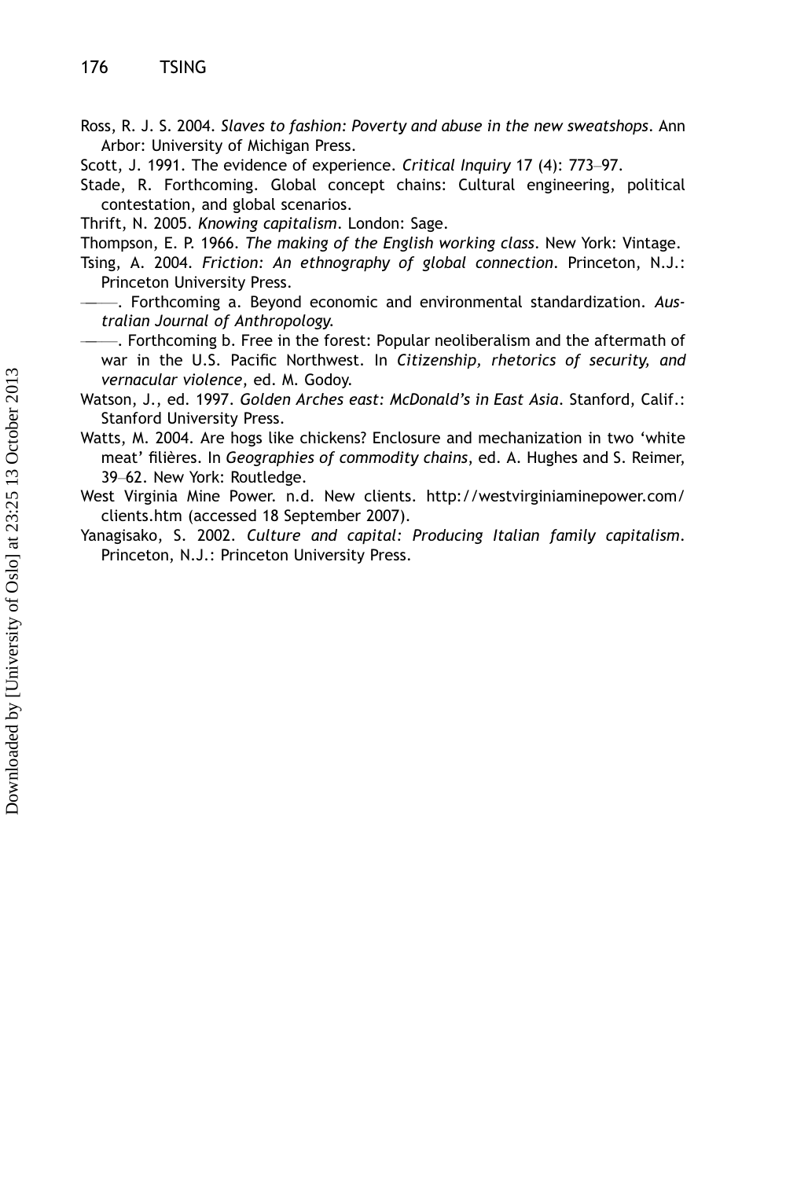Ross, R. J. S. 2004. *Slaves to fashion: Poverty and abuse in the new sweatshops*. Ann Arbor: University of Michigan Press.

Scott, J. 1991. The evidence of experience. *Critical Inquiry* 17 (4): 773–97.

Stade, R. Forthcoming. Global concept chains: Cultural engineering, political contestation, and global scenarios.

Thrift, N. 2005. *Knowing capitalism*. London: Sage.

Thompson, E. P. 1966. *The making of the English working class*. New York: Vintage.

Tsing, A. 2004. *Friction: An ethnography of global connection*. Princeton, N.J.: Princeton University Press.

———. Forthcoming a. Beyond economic and environmental standardization. *Australian Journal of Anthropology*.

———. Forthcoming b. Free in the forest: Popular neoliberalism and the aftermath of war in the U.S. Pacific Northwest. In *Citizenship, rhetorics of security, and vernacular violence*, ed. M. Godoy.

Watson, J., ed. 1997. *Golden Arches east: McDonald's in East Asia*. Stanford, Calif.: Stanford University Press.

Watts, M. 2004. Are hogs like chickens? Enclosure and mechanization in two 'white meat' filières. In *Geographies of commodity chains*, ed. A. Hughes and S. Reimer, 39–62. New York: Routledge.

West Virginia Mine Power. n.d. New clients. http://westvirginiaminepower.com/clients.htm (accessed 18 September 2007).

Yanagisako, S. 2002. *Culture and capital: Producing Italian family capitalism*. Princeton, N.J.: Princeton University Press.